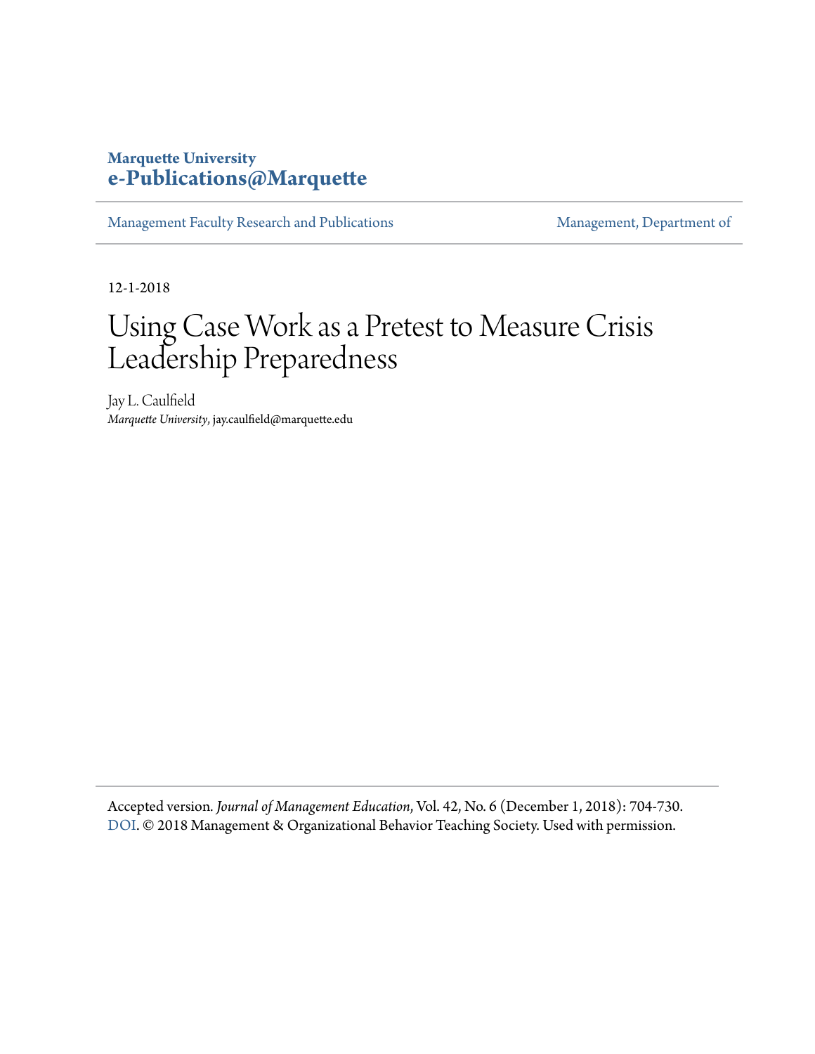Marquette University
**e-Publications@Marquette**

Management Faculty Research and Publications | Management, Department of

12-1-2018

# Using Case Work as a Pretest to Measure Crisis Leadership Preparedness

Jay L. Caulfield
*Marquette University*, jay.caulfield@marquette.edu

Accepted version. *Journal of Management Education*, Vol. 42, No. 6 (December 1, 2018): 704-730. DOI. © 2018 Management & Organizational Behavior Teaching Society. Used with permission.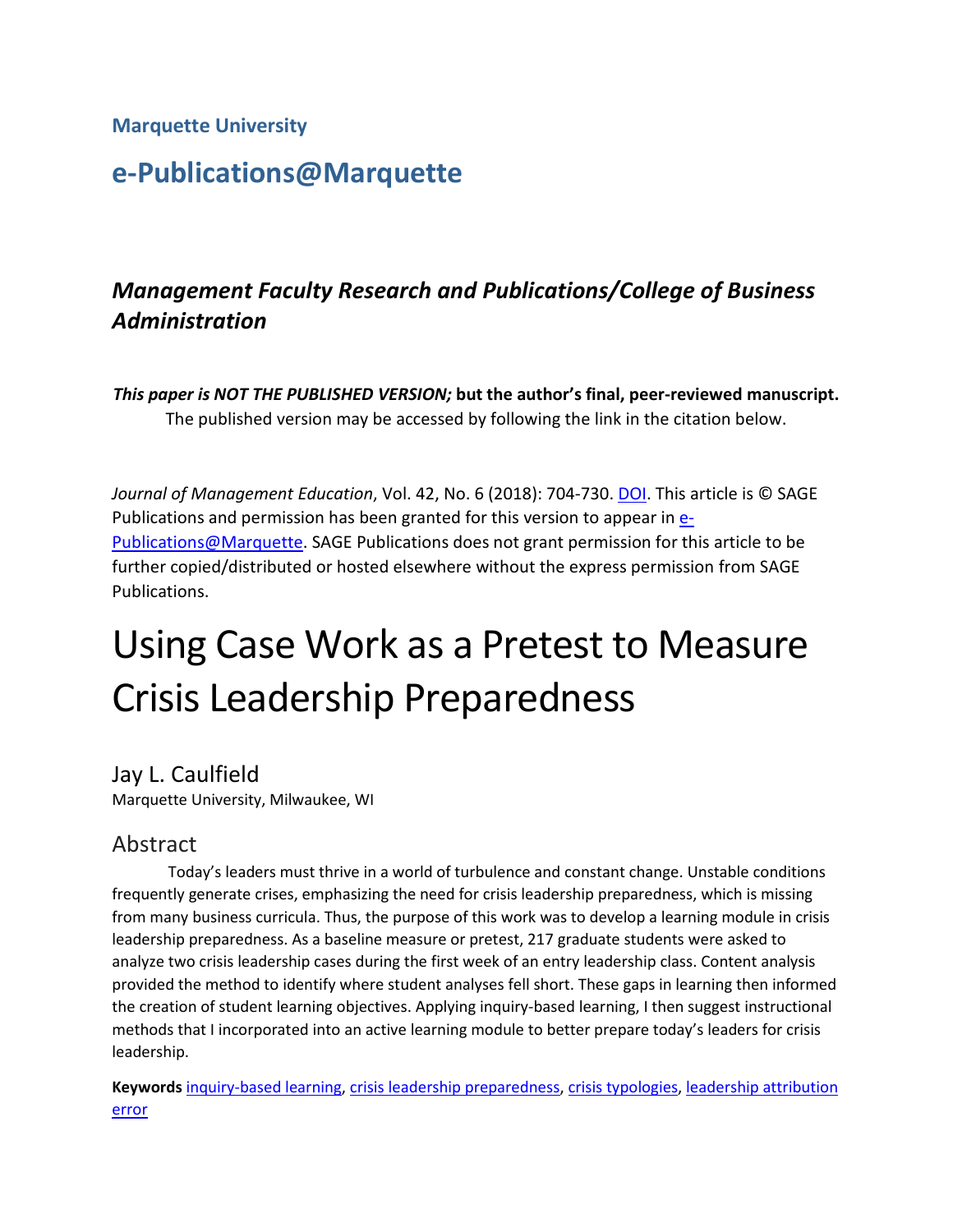Marquette University

# e-Publications@Marquette

## *Management Faculty Research and Publications/College of Business Administration*

***This paper is NOT THE PUBLISHED VERSION;* but the author's final, peer-reviewed manuscript.** The published version may be accessed by following the link in the citation below.

*Journal of Management Education*, Vol. 42, No. 6 (2018): 704-730. DOI. This article is © SAGE Publications and permission has been granted for this version to appear in e-Publications@Marquette. SAGE Publications does not grant permission for this article to be further copied/distributed or hosted elsewhere without the express permission from SAGE Publications.

# Using Case Work as a Pretest to Measure Crisis Leadership Preparedness

Jay L. Caulfield
Marquette University, Milwaukee, WI

## Abstract

Today's leaders must thrive in a world of turbulence and constant change. Unstable conditions frequently generate crises, emphasizing the need for crisis leadership preparedness, which is missing from many business curricula. Thus, the purpose of this work was to develop a learning module in crisis leadership preparedness. As a baseline measure or pretest, 217 graduate students were asked to analyze two crisis leadership cases during the first week of an entry leadership class. Content analysis provided the method to identify where student analyses fell short. These gaps in learning then informed the creation of student learning objectives. Applying inquiry-based learning, I then suggest instructional methods that I incorporated into an active learning module to better prepare today's leaders for crisis leadership.

**Keywords** inquiry-based learning, crisis leadership preparedness, crisis typologies, leadership attribution error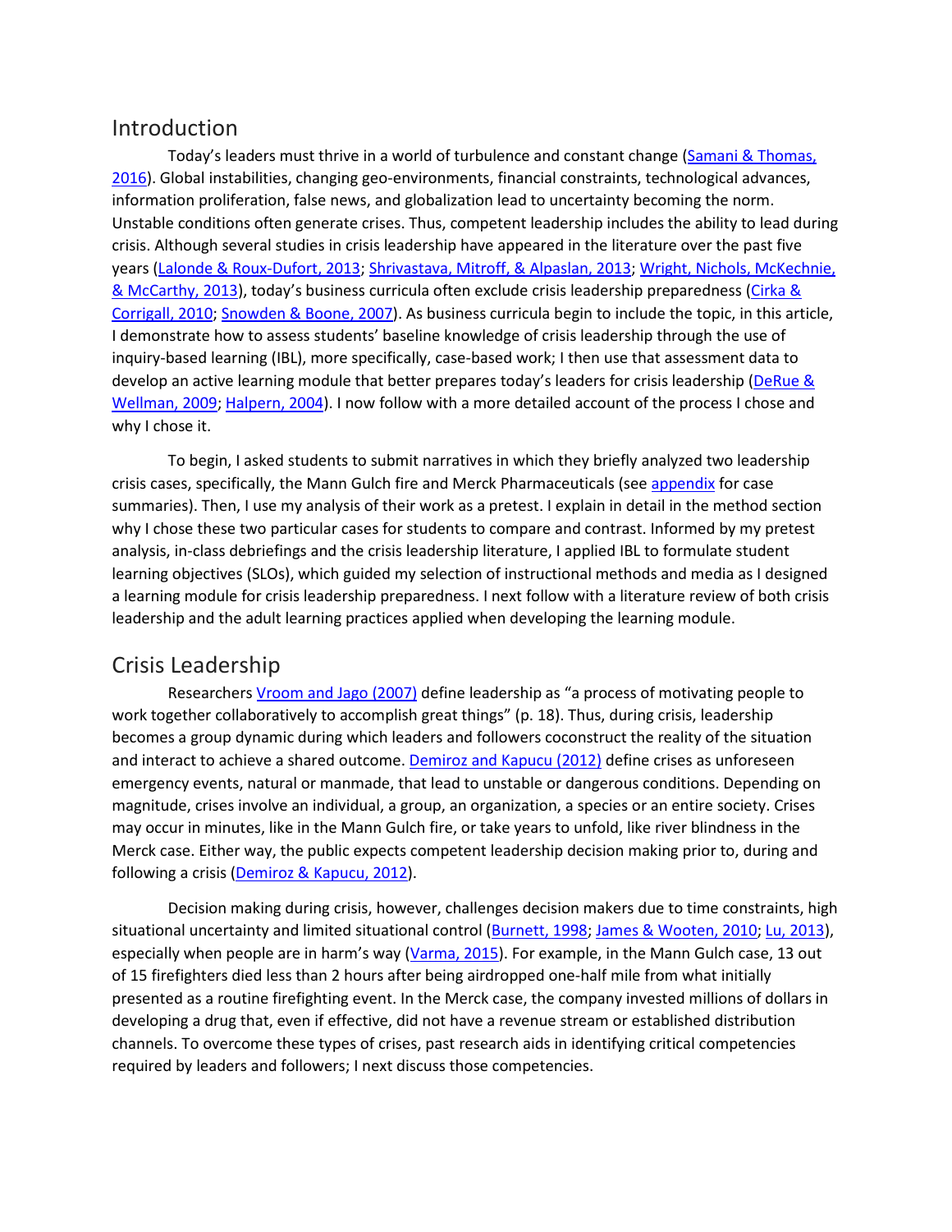## Introduction

Today's leaders must thrive in a world of turbulence and constant change (Samani & Thomas, 2016). Global instabilities, changing geo-environments, financial constraints, technological advances, information proliferation, false news, and globalization lead to uncertainty becoming the norm. Unstable conditions often generate crises. Thus, competent leadership includes the ability to lead during crisis. Although several studies in crisis leadership have appeared in the literature over the past five years (Lalonde & Roux-Dufort, 2013; Shrivastava, Mitroff, & Alpaslan, 2013; Wright, Nichols, McKechnie, & McCarthy, 2013), today's business curricula often exclude crisis leadership preparedness (Cirka & Corrigall, 2010; Snowden & Boone, 2007). As business curricula begin to include the topic, in this article, I demonstrate how to assess students' baseline knowledge of crisis leadership through the use of inquiry-based learning (IBL), more specifically, case-based work; I then use that assessment data to develop an active learning module that better prepares today's leaders for crisis leadership (DeRue & Wellman, 2009; Halpern, 2004). I now follow with a more detailed account of the process I chose and why I chose it.

To begin, I asked students to submit narratives in which they briefly analyzed two leadership crisis cases, specifically, the Mann Gulch fire and Merck Pharmaceuticals (see appendix for case summaries). Then, I use my analysis of their work as a pretest. I explain in detail in the method section why I chose these two particular cases for students to compare and contrast. Informed by my pretest analysis, in-class debriefings and the crisis leadership literature, I applied IBL to formulate student learning objectives (SLOs), which guided my selection of instructional methods and media as I designed a learning module for crisis leadership preparedness. I next follow with a literature review of both crisis leadership and the adult learning practices applied when developing the learning module.

## Crisis Leadership

Researchers Vroom and Jago (2007) define leadership as "a process of motivating people to work together collaboratively to accomplish great things" (p. 18). Thus, during crisis, leadership becomes a group dynamic during which leaders and followers coconstruct the reality of the situation and interact to achieve a shared outcome. Demiroz and Kapucu (2012) define crises as unforeseen emergency events, natural or manmade, that lead to unstable or dangerous conditions. Depending on magnitude, crises involve an individual, a group, an organization, a species or an entire society. Crises may occur in minutes, like in the Mann Gulch fire, or take years to unfold, like river blindness in the Merck case. Either way, the public expects competent leadership decision making prior to, during and following a crisis (Demiroz & Kapucu, 2012).

Decision making during crisis, however, challenges decision makers due to time constraints, high situational uncertainty and limited situational control (Burnett, 1998; James & Wooten, 2010; Lu, 2013), especially when people are in harm's way (Varma, 2015). For example, in the Mann Gulch case, 13 out of 15 firefighters died less than 2 hours after being airdropped one-half mile from what initially presented as a routine firefighting event. In the Merck case, the company invested millions of dollars in developing a drug that, even if effective, did not have a revenue stream or established distribution channels. To overcome these types of crises, past research aids in identifying critical competencies required by leaders and followers; I next discuss those competencies.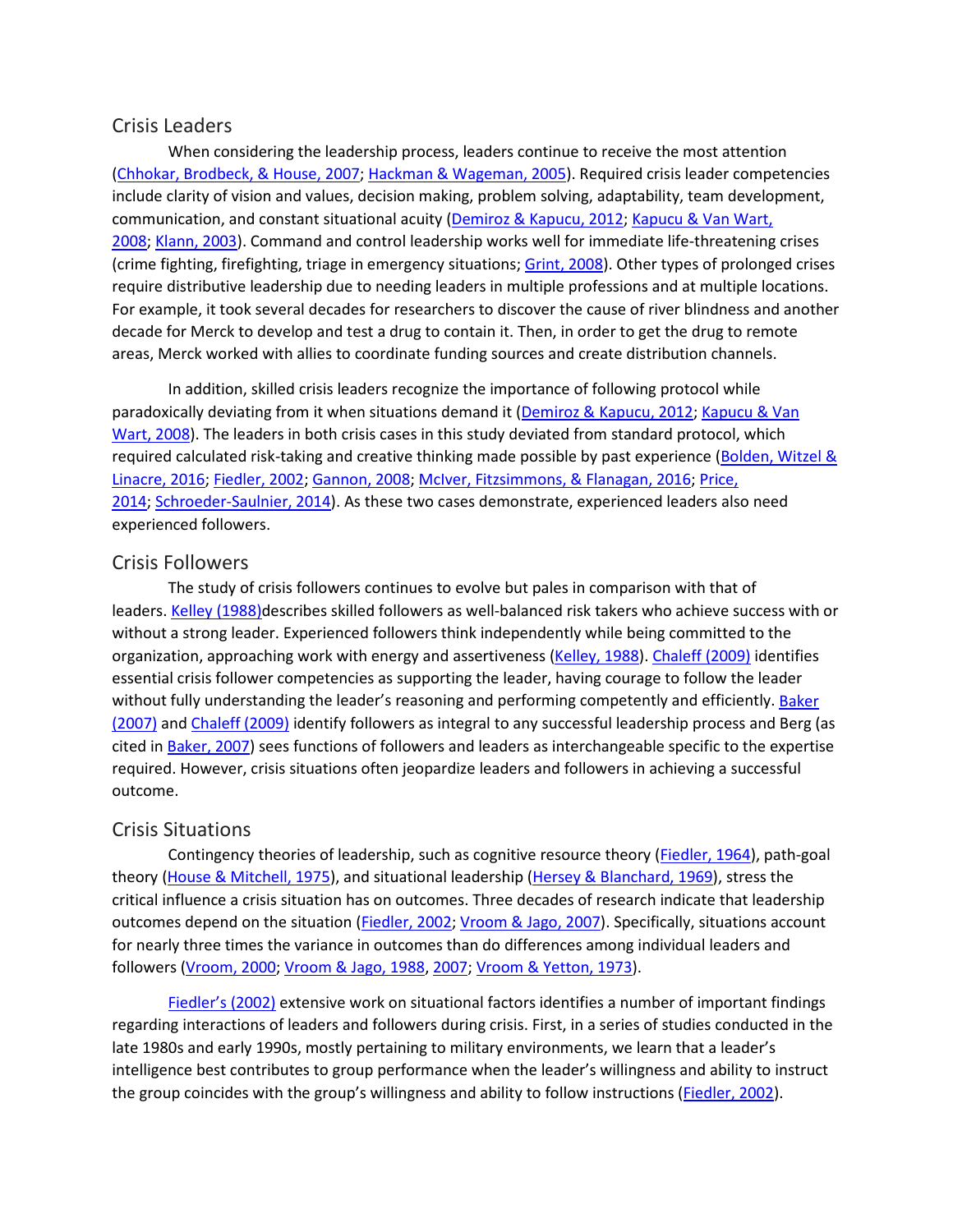## Crisis Leaders

When considering the leadership process, leaders continue to receive the most attention (Chhokar, Brodbeck, & House, 2007; Hackman & Wageman, 2005). Required crisis leader competencies include clarity of vision and values, decision making, problem solving, adaptability, team development, communication, and constant situational acuity (Demiroz & Kapucu, 2012; Kapucu & Van Wart, 2008; Klann, 2003). Command and control leadership works well for immediate life-threatening crises (crime fighting, firefighting, triage in emergency situations; Grint, 2008). Other types of prolonged crises require distributive leadership due to needing leaders in multiple professions and at multiple locations. For example, it took several decades for researchers to discover the cause of river blindness and another decade for Merck to develop and test a drug to contain it. Then, in order to get the drug to remote areas, Merck worked with allies to coordinate funding sources and create distribution channels.

In addition, skilled crisis leaders recognize the importance of following protocol while paradoxically deviating from it when situations demand it (Demiroz & Kapucu, 2012; Kapucu & Van Wart, 2008). The leaders in both crisis cases in this study deviated from standard protocol, which required calculated risk-taking and creative thinking made possible by past experience (Bolden, Witzel & Linacre, 2016; Fiedler, 2002; Gannon, 2008; McIver, Fitzsimmons, & Flanagan, 2016; Price, 2014; Schroeder-Saulnier, 2014). As these two cases demonstrate, experienced leaders also need experienced followers.

## Crisis Followers

The study of crisis followers continues to evolve but pales in comparison with that of leaders. Kelley (1988)describes skilled followers as well-balanced risk takers who achieve success with or without a strong leader. Experienced followers think independently while being committed to the organization, approaching work with energy and assertiveness (Kelley, 1988). Chaleff (2009) identifies essential crisis follower competencies as supporting the leader, having courage to follow the leader without fully understanding the leader's reasoning and performing competently and efficiently. Baker (2007) and Chaleff (2009) identify followers as integral to any successful leadership process and Berg (as cited in Baker, 2007) sees functions of followers and leaders as interchangeable specific to the expertise required. However, crisis situations often jeopardize leaders and followers in achieving a successful outcome.

## Crisis Situations

Contingency theories of leadership, such as cognitive resource theory (Fiedler, 1964), path-goal theory (House & Mitchell, 1975), and situational leadership (Hersey & Blanchard, 1969), stress the critical influence a crisis situation has on outcomes. Three decades of research indicate that leadership outcomes depend on the situation (Fiedler, 2002; Vroom & Jago, 2007). Specifically, situations account for nearly three times the variance in outcomes than do differences among individual leaders and followers (Vroom, 2000; Vroom & Jago, 1988, 2007; Vroom & Yetton, 1973).

Fiedler's (2002) extensive work on situational factors identifies a number of important findings regarding interactions of leaders and followers during crisis. First, in a series of studies conducted in the late 1980s and early 1990s, mostly pertaining to military environments, we learn that a leader's intelligence best contributes to group performance when the leader's willingness and ability to instruct the group coincides with the group's willingness and ability to follow instructions (Fiedler, 2002).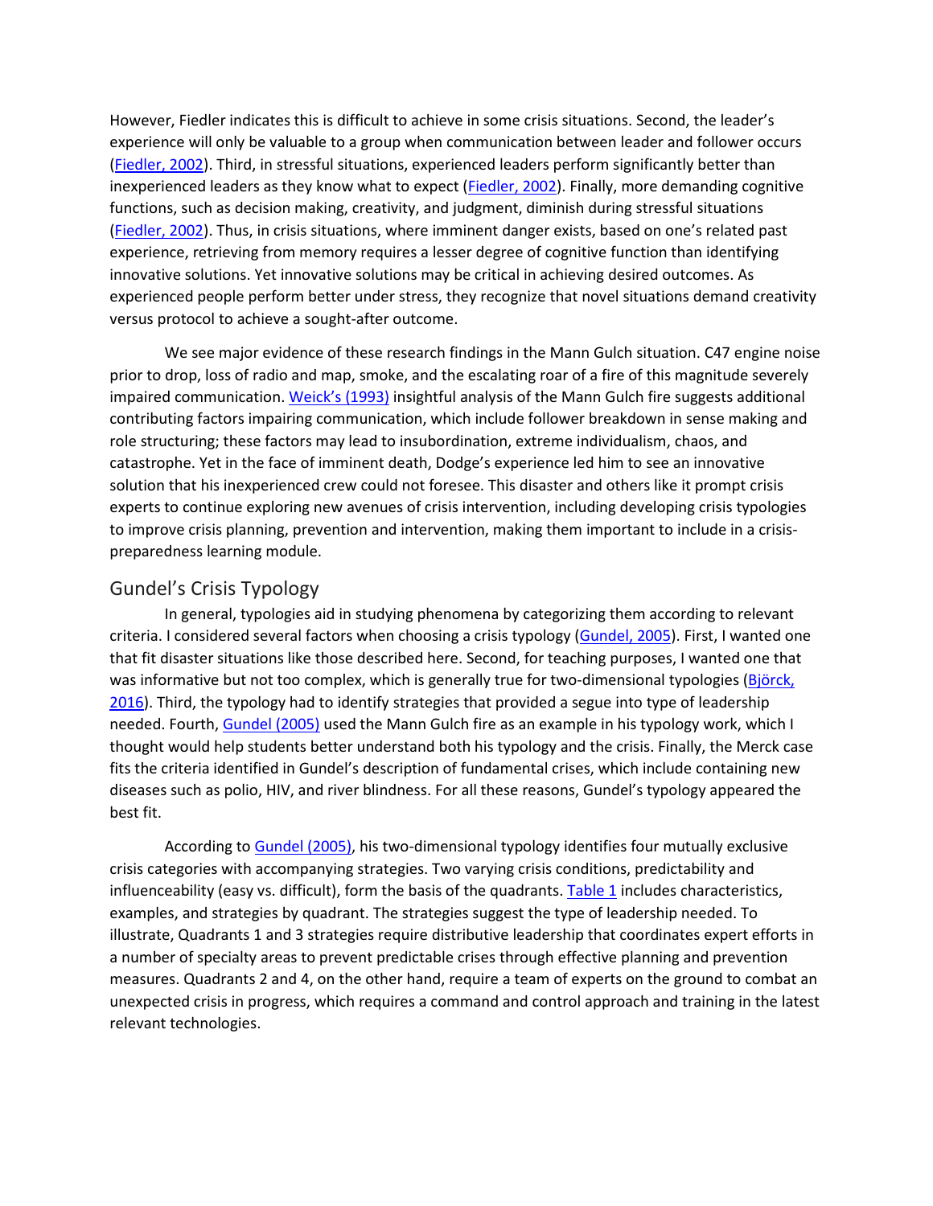However, Fiedler indicates this is difficult to achieve in some crisis situations. Second, the leader's experience will only be valuable to a group when communication between leader and follower occurs (Fiedler, 2002). Third, in stressful situations, experienced leaders perform significantly better than inexperienced leaders as they know what to expect (Fiedler, 2002). Finally, more demanding cognitive functions, such as decision making, creativity, and judgment, diminish during stressful situations (Fiedler, 2002). Thus, in crisis situations, where imminent danger exists, based on one's related past experience, retrieving from memory requires a lesser degree of cognitive function than identifying innovative solutions. Yet innovative solutions may be critical in achieving desired outcomes. As experienced people perform better under stress, they recognize that novel situations demand creativity versus protocol to achieve a sought-after outcome.

We see major evidence of these research findings in the Mann Gulch situation. C47 engine noise prior to drop, loss of radio and map, smoke, and the escalating roar of a fire of this magnitude severely impaired communication. Weick's (1993) insightful analysis of the Mann Gulch fire suggests additional contributing factors impairing communication, which include follower breakdown in sense making and role structuring; these factors may lead to insubordination, extreme individualism, chaos, and catastrophe. Yet in the face of imminent death, Dodge's experience led him to see an innovative solution that his inexperienced crew could not foresee. This disaster and others like it prompt crisis experts to continue exploring new avenues of crisis intervention, including developing crisis typologies to improve crisis planning, prevention and intervention, making them important to include in a crisis-preparedness learning module.

## Gundel's Crisis Typology

In general, typologies aid in studying phenomena by categorizing them according to relevant criteria. I considered several factors when choosing a crisis typology (Gundel, 2005). First, I wanted one that fit disaster situations like those described here. Second, for teaching purposes, I wanted one that was informative but not too complex, which is generally true for two-dimensional typologies (Björck, 2016). Third, the typology had to identify strategies that provided a segue into type of leadership needed. Fourth, Gundel (2005) used the Mann Gulch fire as an example in his typology work, which I thought would help students better understand both his typology and the crisis. Finally, the Merck case fits the criteria identified in Gundel's description of fundamental crises, which include containing new diseases such as polio, HIV, and river blindness. For all these reasons, Gundel's typology appeared the best fit.

According to Gundel (2005), his two-dimensional typology identifies four mutually exclusive crisis categories with accompanying strategies. Two varying crisis conditions, predictability and influenceability (easy vs. difficult), form the basis of the quadrants. Table 1 includes characteristics, examples, and strategies by quadrant. The strategies suggest the type of leadership needed. To illustrate, Quadrants 1 and 3 strategies require distributive leadership that coordinates expert efforts in a number of specialty areas to prevent predictable crises through effective planning and prevention measures. Quadrants 2 and 4, on the other hand, require a team of experts on the ground to combat an unexpected crisis in progress, which requires a command and control approach and training in the latest relevant technologies.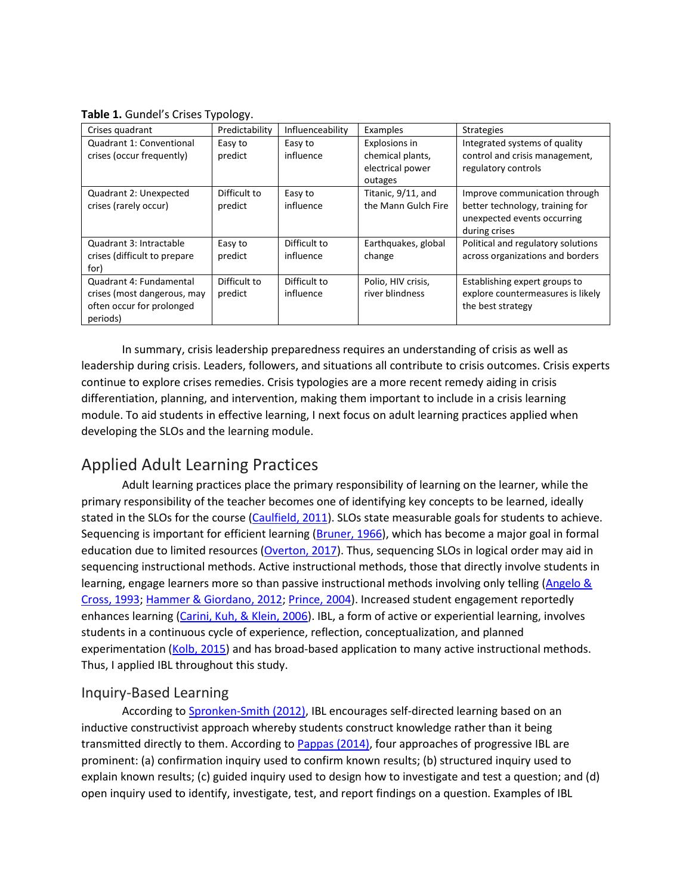**Table 1.** Gundel's Crises Typology.

| Crises quadrant | Predictability | Influenceability | Examples | Strategies |
|---|---|---|---|---|
| Quadrant 1: Conventional crises (occur frequently) | Easy to predict | Easy to influence | Explosions in chemical plants, electrical power outages | Integrated systems of quality control and crisis management, regulatory controls |
| Quadrant 2: Unexpected crises (rarely occur) | Difficult to predict | Easy to influence | Titanic, 9/11, and the Mann Gulch Fire | Improve communication through better technology, training for unexpected events occurring during crises |
| Quadrant 3: Intractable crises (difficult to prepare for) | Easy to predict | Difficult to influence | Earthquakes, global change | Political and regulatory solutions across organizations and borders |
| Quadrant 4: Fundamental crises (most dangerous, may often occur for prolonged periods) | Difficult to predict | Difficult to influence | Polio, HIV crisis, river blindness | Establishing expert groups to explore countermeasures is likely the best strategy |

In summary, crisis leadership preparedness requires an understanding of crisis as well as leadership during crisis. Leaders, followers, and situations all contribute to crisis outcomes. Crisis experts continue to explore crises remedies. Crisis typologies are a more recent remedy aiding in crisis differentiation, planning, and intervention, making them important to include in a crisis learning module. To aid students in effective learning, I next focus on adult learning practices applied when developing the SLOs and the learning module.

## Applied Adult Learning Practices

Adult learning practices place the primary responsibility of learning on the learner, while the primary responsibility of the teacher becomes one of identifying key concepts to be learned, ideally stated in the SLOs for the course (Caulfield, 2011). SLOs state measurable goals for students to achieve. Sequencing is important for efficient learning (Bruner, 1966), which has become a major goal in formal education due to limited resources (Overton, 2017). Thus, sequencing SLOs in logical order may aid in sequencing instructional methods. Active instructional methods, those that directly involve students in learning, engage learners more so than passive instructional methods involving only telling (Angelo & Cross, 1993; Hammer & Giordano, 2012; Prince, 2004). Increased student engagement reportedly enhances learning (Carini, Kuh, & Klein, 2006). IBL, a form of active or experiential learning, involves students in a continuous cycle of experience, reflection, conceptualization, and planned experimentation (Kolb, 2015) and has broad-based application to many active instructional methods. Thus, I applied IBL throughout this study.

### Inquiry-Based Learning

According to Spronken-Smith (2012), IBL encourages self-directed learning based on an inductive constructivist approach whereby students construct knowledge rather than it being transmitted directly to them. According to Pappas (2014), four approaches of progressive IBL are prominent: (a) confirmation inquiry used to confirm known results; (b) structured inquiry used to explain known results; (c) guided inquiry used to design how to investigate and test a question; and (d) open inquiry used to identify, investigate, test, and report findings on a question. Examples of IBL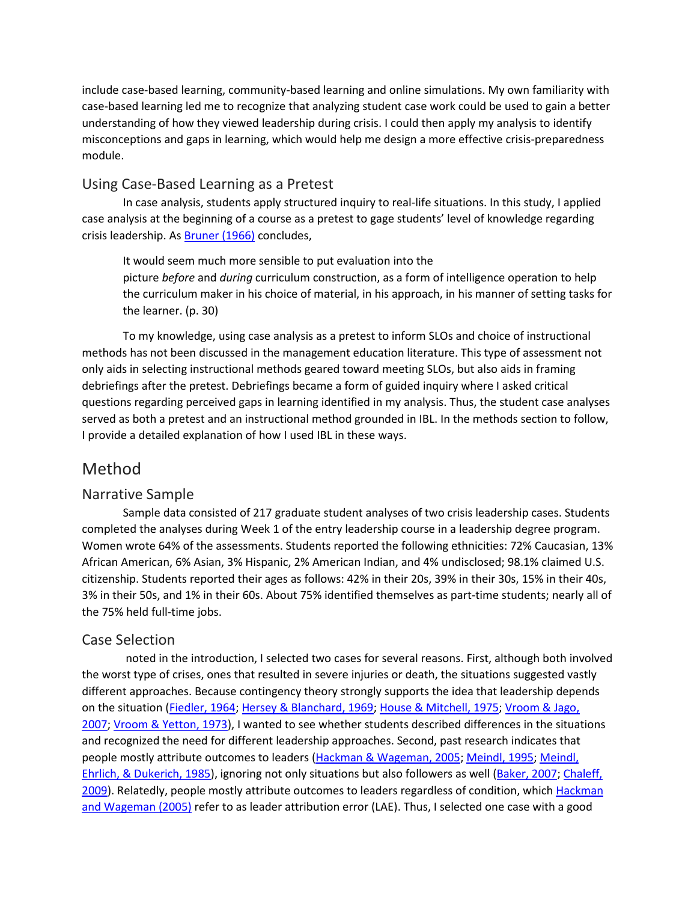include case-based learning, community-based learning and online simulations. My own familiarity with case-based learning led me to recognize that analyzing student case work could be used to gain a better understanding of how they viewed leadership during crisis. I could then apply my analysis to identify misconceptions and gaps in learning, which would help me design a more effective crisis-preparedness module.

### Using Case-Based Learning as a Pretest

In case analysis, students apply structured inquiry to real-life situations. In this study, I applied case analysis at the beginning of a course as a pretest to gage students' level of knowledge regarding crisis leadership. As Bruner (1966) concludes,

> It would seem much more sensible to put evaluation into the picture *before* and *during* curriculum construction, as a form of intelligence operation to help the curriculum maker in his choice of material, in his approach, in his manner of setting tasks for the learner. (p. 30)

To my knowledge, using case analysis as a pretest to inform SLOs and choice of instructional methods has not been discussed in the management education literature. This type of assessment not only aids in selecting instructional methods geared toward meeting SLOs, but also aids in framing debriefings after the pretest. Debriefings became a form of guided inquiry where I asked critical questions regarding perceived gaps in learning identified in my analysis. Thus, the student case analyses served as both a pretest and an instructional method grounded in IBL. In the methods section to follow, I provide a detailed explanation of how I used IBL in these ways.

## Method

### Narrative Sample

Sample data consisted of 217 graduate student analyses of two crisis leadership cases. Students completed the analyses during Week 1 of the entry leadership course in a leadership degree program. Women wrote 64% of the assessments. Students reported the following ethnicities: 72% Caucasian, 13% African American, 6% Asian, 3% Hispanic, 2% American Indian, and 4% undisclosed; 98.1% claimed U.S. citizenship. Students reported their ages as follows: 42% in their 20s, 39% in their 30s, 15% in their 40s, 3% in their 50s, and 1% in their 60s. About 75% identified themselves as part-time students; nearly all of the 75% held full-time jobs.

### Case Selection

noted in the introduction, I selected two cases for several reasons. First, although both involved the worst type of crises, ones that resulted in severe injuries or death, the situations suggested vastly different approaches. Because contingency theory strongly supports the idea that leadership depends on the situation (Fiedler, 1964; Hersey & Blanchard, 1969; House & Mitchell, 1975; Vroom & Jago, 2007; Vroom & Yetton, 1973), I wanted to see whether students described differences in the situations and recognized the need for different leadership approaches. Second, past research indicates that people mostly attribute outcomes to leaders (Hackman & Wageman, 2005; Meindl, 1995; Meindl, Ehrlich, & Dukerich, 1985), ignoring not only situations but also followers as well (Baker, 2007; Chaleff, 2009). Relatedly, people mostly attribute outcomes to leaders regardless of condition, which Hackman and Wageman (2005) refer to as leader attribution error (LAE). Thus, I selected one case with a good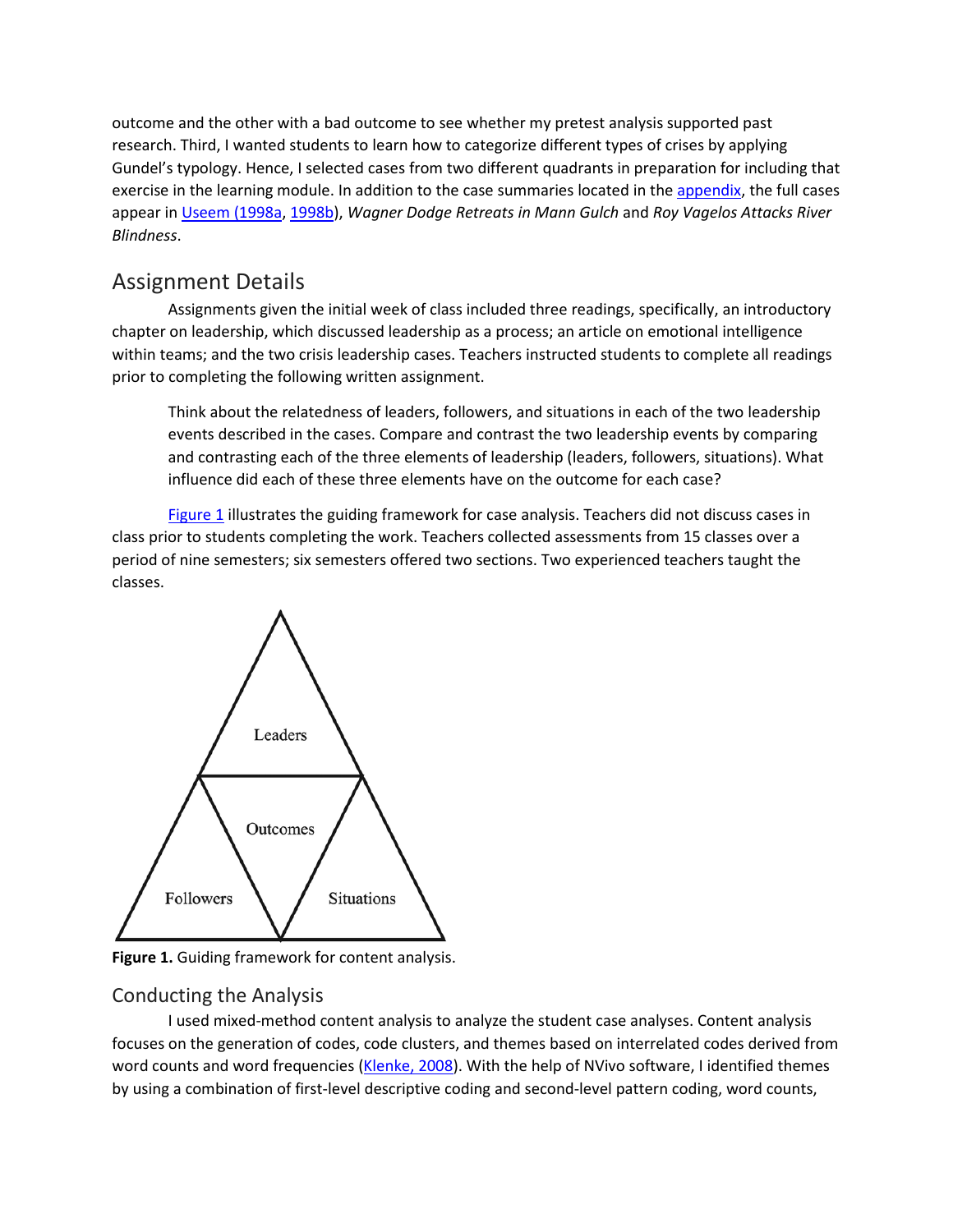outcome and the other with a bad outcome to see whether my pretest analysis supported past research. Third, I wanted students to learn how to categorize different types of crises by applying Gundel's typology. Hence, I selected cases from two different quadrants in preparation for including that exercise in the learning module. In addition to the case summaries located in the appendix, the full cases appear in Useem (1998a, 1998b), *Wagner Dodge Retreats in Mann Gulch* and *Roy Vagelos Attacks River Blindness*.

## Assignment Details

Assignments given the initial week of class included three readings, specifically, an introductory chapter on leadership, which discussed leadership as a process; an article on emotional intelligence within teams; and the two crisis leadership cases. Teachers instructed students to complete all readings prior to completing the following written assignment.

> Think about the relatedness of leaders, followers, and situations in each of the two leadership events described in the cases. Compare and contrast the two leadership events by comparing and contrasting each of the three elements of leadership (leaders, followers, situations). What influence did each of these three elements have on the outcome for each case?

Figure 1 illustrates the guiding framework for case analysis. Teachers did not discuss cases in class prior to students completing the work. Teachers collected assessments from 15 classes over a period of nine semesters; six semesters offered two sections. Two experienced teachers taught the classes.

Leaders

Outcomes

Followers

Situations

**Figure 1.** Guiding framework for content analysis.

## Conducting the Analysis

I used mixed-method content analysis to analyze the student case analyses. Content analysis focuses on the generation of codes, code clusters, and themes based on interrelated codes derived from word counts and word frequencies (Klenke, 2008). With the help of NVivo software, I identified themes by using a combination of first-level descriptive coding and second-level pattern coding, word counts,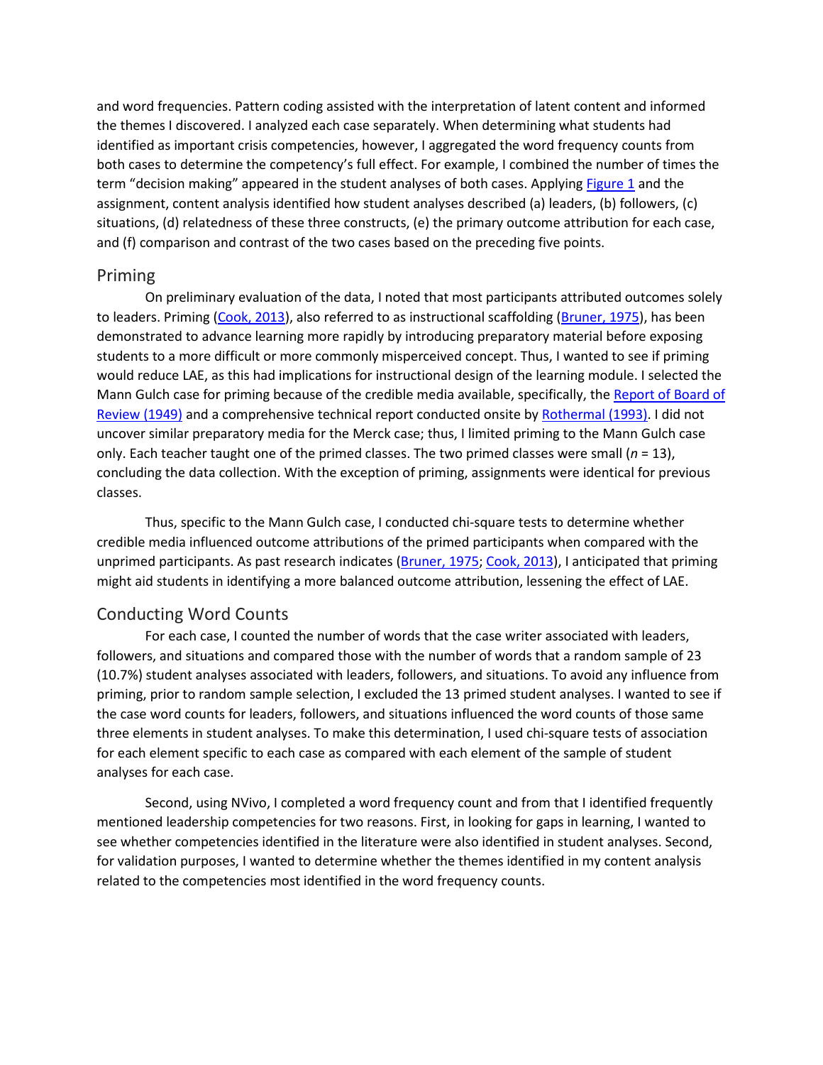and word frequencies. Pattern coding assisted with the interpretation of latent content and informed the themes I discovered. I analyzed each case separately. When determining what students had identified as important crisis competencies, however, I aggregated the word frequency counts from both cases to determine the competency's full effect. For example, I combined the number of times the term "decision making" appeared in the student analyses of both cases. Applying Figure 1 and the assignment, content analysis identified how student analyses described (a) leaders, (b) followers, (c) situations, (d) relatedness of these three constructs, (e) the primary outcome attribution for each case, and (f) comparison and contrast of the two cases based on the preceding five points.

## Priming

On preliminary evaluation of the data, I noted that most participants attributed outcomes solely to leaders. Priming (Cook, 2013), also referred to as instructional scaffolding (Bruner, 1975), has been demonstrated to advance learning more rapidly by introducing preparatory material before exposing students to a more difficult or more commonly misperceived concept. Thus, I wanted to see if priming would reduce LAE, as this had implications for instructional design of the learning module. I selected the Mann Gulch case for priming because of the credible media available, specifically, the Report of Board of Review (1949) and a comprehensive technical report conducted onsite by Rothermal (1993). I did not uncover similar preparatory media for the Merck case; thus, I limited priming to the Mann Gulch case only. Each teacher taught one of the primed classes. The two primed classes were small ($n$ = 13), concluding the data collection. With the exception of priming, assignments were identical for previous classes.

Thus, specific to the Mann Gulch case, I conducted chi-square tests to determine whether credible media influenced outcome attributions of the primed participants when compared with the unprimed participants. As past research indicates (Bruner, 1975; Cook, 2013), I anticipated that priming might aid students in identifying a more balanced outcome attribution, lessening the effect of LAE.

## Conducting Word Counts

For each case, I counted the number of words that the case writer associated with leaders, followers, and situations and compared those with the number of words that a random sample of 23 (10.7%) student analyses associated with leaders, followers, and situations. To avoid any influence from priming, prior to random sample selection, I excluded the 13 primed student analyses. I wanted to see if the case word counts for leaders, followers, and situations influenced the word counts of those same three elements in student analyses. To make this determination, I used chi-square tests of association for each element specific to each case as compared with each element of the sample of student analyses for each case.

Second, using NVivo, I completed a word frequency count and from that I identified frequently mentioned leadership competencies for two reasons. First, in looking for gaps in learning, I wanted to see whether competencies identified in the literature were also identified in student analyses. Second, for validation purposes, I wanted to determine whether the themes identified in my content analysis related to the competencies most identified in the word frequency counts.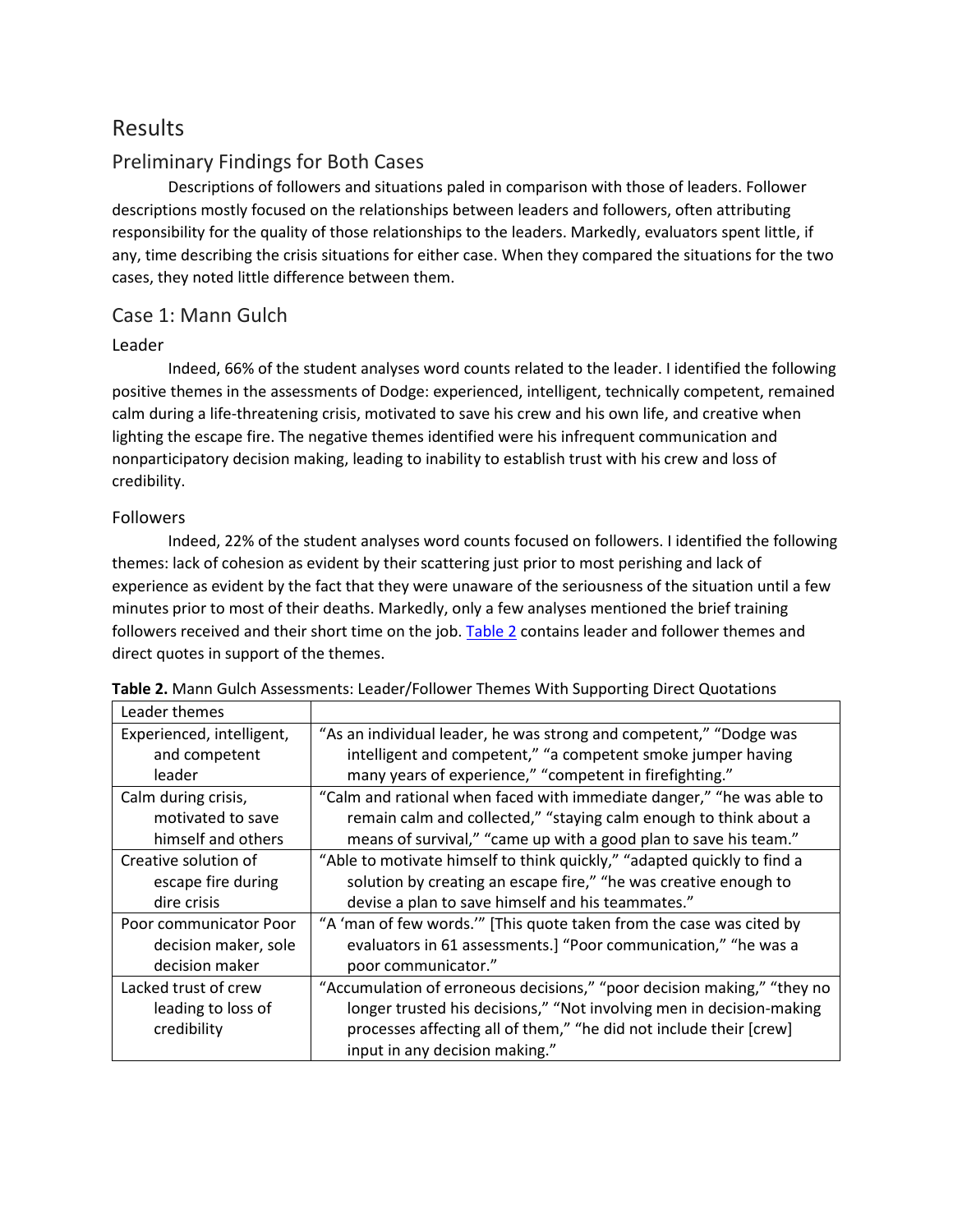# Results

## Preliminary Findings for Both Cases

Descriptions of followers and situations paled in comparison with those of leaders. Follower descriptions mostly focused on the relationships between leaders and followers, often attributing responsibility for the quality of those relationships to the leaders. Markedly, evaluators spent little, if any, time describing the crisis situations for either case. When they compared the situations for the two cases, they noted little difference between them.

## Case 1: Mann Gulch

### Leader

Indeed, 66% of the student analyses word counts related to the leader. I identified the following positive themes in the assessments of Dodge: experienced, intelligent, technically competent, remained calm during a life-threatening crisis, motivated to save his crew and his own life, and creative when lighting the escape fire. The negative themes identified were his infrequent communication and nonparticipatory decision making, leading to inability to establish trust with his crew and loss of credibility.

### Followers

Indeed, 22% of the student analyses word counts focused on followers. I identified the following themes: lack of cohesion as evident by their scattering just prior to most perishing and lack of experience as evident by the fact that they were unaware of the seriousness of the situation until a few minutes prior to most of their deaths. Markedly, only a few analyses mentioned the brief training followers received and their short time on the job. Table 2 contains leader and follower themes and direct quotes in support of the themes.

**Table 2.** Mann Gulch Assessments: Leader/Follower Themes With Supporting Direct Quotations

| Leader themes | |
|---|---|
| Experienced, intelligent, and competent leader | "As an individual leader, he was strong and competent," "Dodge was intelligent and competent," "a competent smoke jumper having many years of experience," "competent in firefighting." |
| Calm during crisis, motivated to save himself and others | "Calm and rational when faced with immediate danger," "he was able to remain calm and collected," "staying calm enough to think about a means of survival," "came up with a good plan to save his team." |
| Creative solution of escape fire during dire crisis | "Able to motivate himself to think quickly," "adapted quickly to find a solution by creating an escape fire," "he was creative enough to devise a plan to save himself and his teammates." |
| Poor communicator Poor decision maker, sole decision maker | "A 'man of few words.'" [This quote taken from the case was cited by evaluators in 61 assessments.] "Poor communication," "he was a poor communicator." |
| Lacked trust of crew leading to loss of credibility | "Accumulation of erroneous decisions," "poor decision making," "they no longer trusted his decisions," "Not involving men in decision-making processes affecting all of them," "he did not include their [crew] input in any decision making." |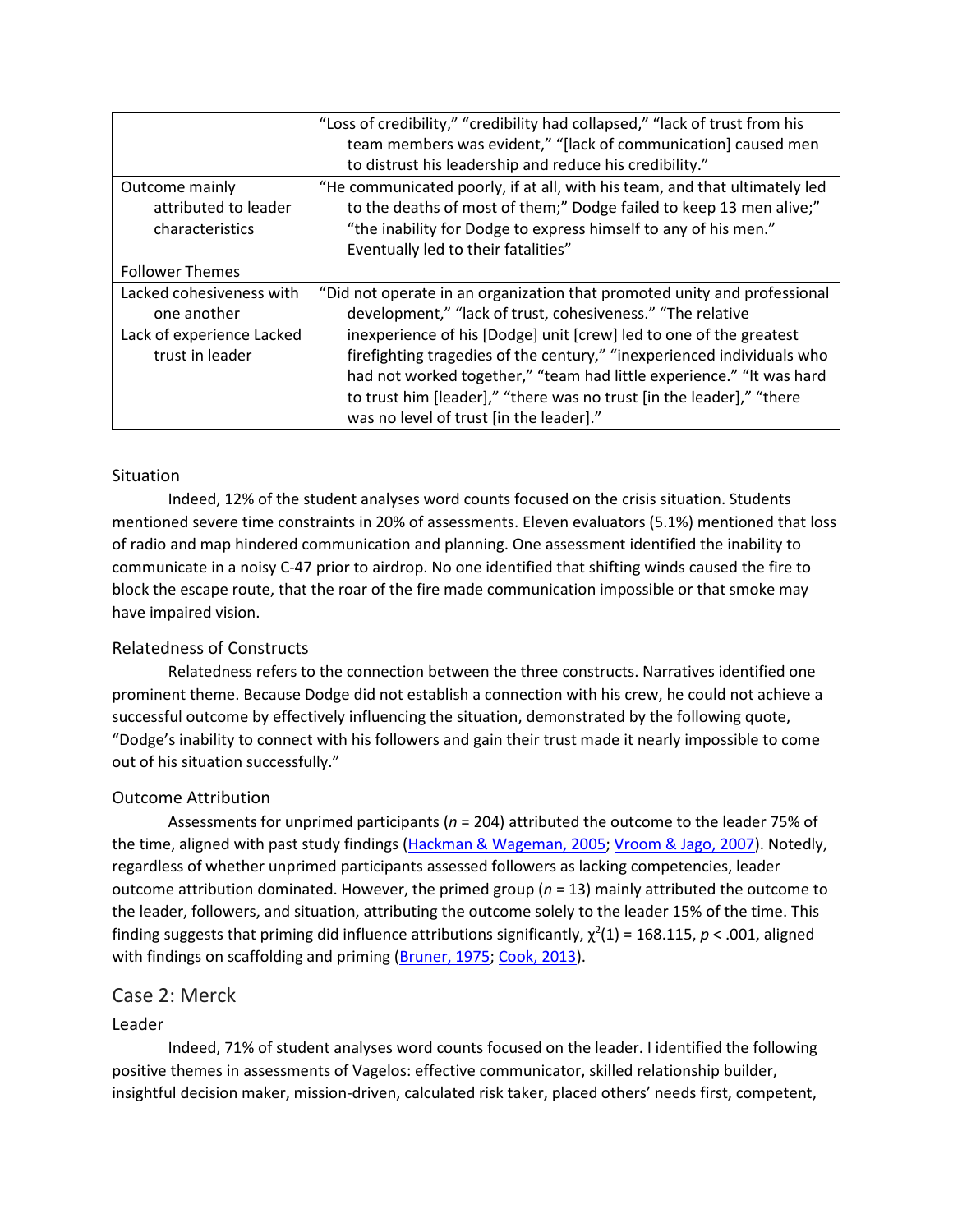|  |  |
|---|---|
|  | "Loss of credibility," "credibility had collapsed," "lack of trust from his team members was evident," "[lack of communication] caused men to distrust his leadership and reduce his credibility." |
| Outcome mainly attributed to leader characteristics | "He communicated poorly, if at all, with his team, and that ultimately led to the deaths of most of them;" Dodge failed to keep 13 men alive;" "the inability for Dodge to express himself to any of his men." Eventually led to their fatalities" |
| Follower Themes |  |
| Lacked cohesiveness with one another<br>Lack of experience Lacked trust in leader | "Did not operate in an organization that promoted unity and professional development," "lack of trust, cohesiveness." "The relative inexperience of his [Dodge] unit [crew] led to one of the greatest firefighting tragedies of the century," "inexperienced individuals who had not worked together," "team had little experience." "It was hard to trust him [leader]," "there was no trust [in the leader]," "there was no level of trust [in the leader]." |

### Situation

Indeed, 12% of the student analyses word counts focused on the crisis situation. Students mentioned severe time constraints in 20% of assessments. Eleven evaluators (5.1%) mentioned that loss of radio and map hindered communication and planning. One assessment identified the inability to communicate in a noisy C-47 prior to airdrop. No one identified that shifting winds caused the fire to block the escape route, that the roar of the fire made communication impossible or that smoke may have impaired vision.

### Relatedness of Constructs

Relatedness refers to the connection between the three constructs. Narratives identified one prominent theme. Because Dodge did not establish a connection with his crew, he could not achieve a successful outcome by effectively influencing the situation, demonstrated by the following quote, "Dodge's inability to connect with his followers and gain their trust made it nearly impossible to come out of his situation successfully."

### Outcome Attribution

Assessments for unprimed participants (*n* = 204) attributed the outcome to the leader 75% of the time, aligned with past study findings (Hackman & Wageman, 2005; Vroom & Jago, 2007). Notedly, regardless of whether unprimed participants assessed followers as lacking competencies, leader outcome attribution dominated. However, the primed group (*n* = 13) mainly attributed the outcome to the leader, followers, and situation, attributing the outcome solely to the leader 15% of the time. This finding suggests that priming did influence attributions significantly, $\chi^2(1) = 168.115$, $p < .001$, aligned with findings on scaffolding and priming (Bruner, 1975; Cook, 2013).

## Case 2: Merck

### Leader

Indeed, 71% of student analyses word counts focused on the leader. I identified the following positive themes in assessments of Vagelos: effective communicator, skilled relationship builder, insightful decision maker, mission-driven, calculated risk taker, placed others' needs first, competent,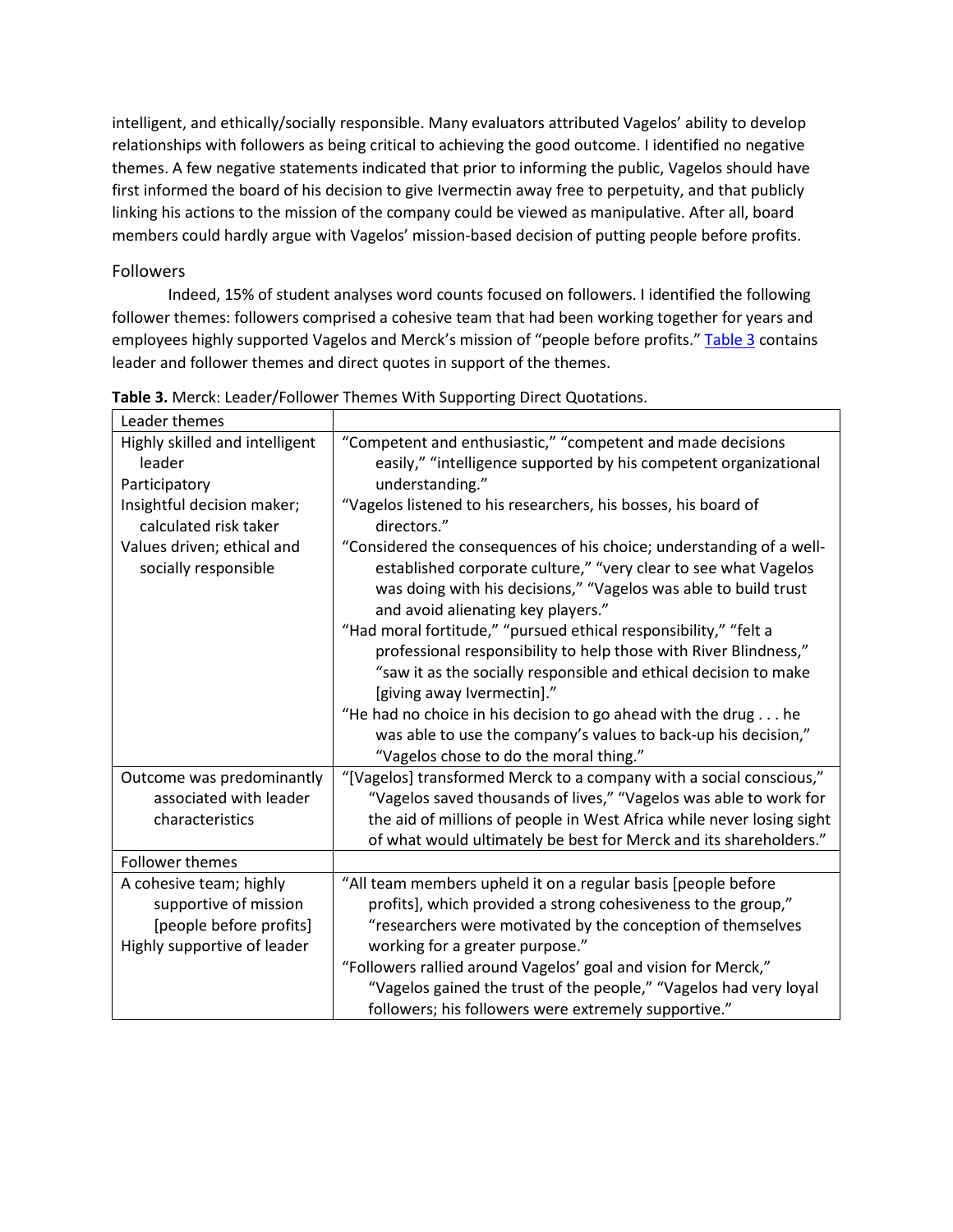intelligent, and ethically/socially responsible. Many evaluators attributed Vagelos' ability to develop relationships with followers as being critical to achieving the good outcome. I identified no negative themes. A few negative statements indicated that prior to informing the public, Vagelos should have first informed the board of his decision to give Ivermectin away free to perpetuity, and that publicly linking his actions to the mission of the company could be viewed as manipulative. After all, board members could hardly argue with Vagelos' mission-based decision of putting people before profits.

### Followers

Indeed, 15% of student analyses word counts focused on followers. I identified the following follower themes: followers comprised a cohesive team that had been working together for years and employees highly supported Vagelos and Merck's mission of "people before profits." Table 3 contains leader and follower themes and direct quotes in support of the themes.

**Table 3.** Merck: Leader/Follower Themes With Supporting Direct Quotations.

| Leader themes | |
|---|---|
| Highly skilled and intelligent leader<br>Participatory<br>Insightful decision maker; calculated risk taker<br>Values driven; ethical and socially responsible | "Competent and enthusiastic," "competent and made decisions easily," "intelligence supported by his competent organizational understanding."<br>"Vagelos listened to his researchers, his bosses, his board of directors."<br>"Considered the consequences of his choice; understanding of a well-established corporate culture," "very clear to see what Vagelos was doing with his decisions," "Vagelos was able to build trust and avoid alienating key players."<br>"Had moral fortitude," "pursued ethical responsibility," "felt a professional responsibility to help those with River Blindness," "saw it as the socially responsible and ethical decision to make [giving away Ivermectin]."<br>"He had no choice in his decision to go ahead with the drug . . . he was able to use the company's values to back-up his decision," "Vagelos chose to do the moral thing." |
| Outcome was predominantly associated with leader characteristics | "[Vagelos] transformed Merck to a company with a social conscious," "Vagelos saved thousands of lives," "Vagelos was able to work for the aid of millions of people in West Africa while never losing sight of what would ultimately be best for Merck and its shareholders." |
| Follower themes | |
| A cohesive team; highly supportive of mission [people before profits]<br>Highly supportive of leader | "All team members upheld it on a regular basis [people before profits], which provided a strong cohesiveness to the group," "researchers were motivated by the conception of themselves working for a greater purpose."<br>"Followers rallied around Vagelos' goal and vision for Merck," "Vagelos gained the trust of the people," "Vagelos had very loyal followers; his followers were extremely supportive." |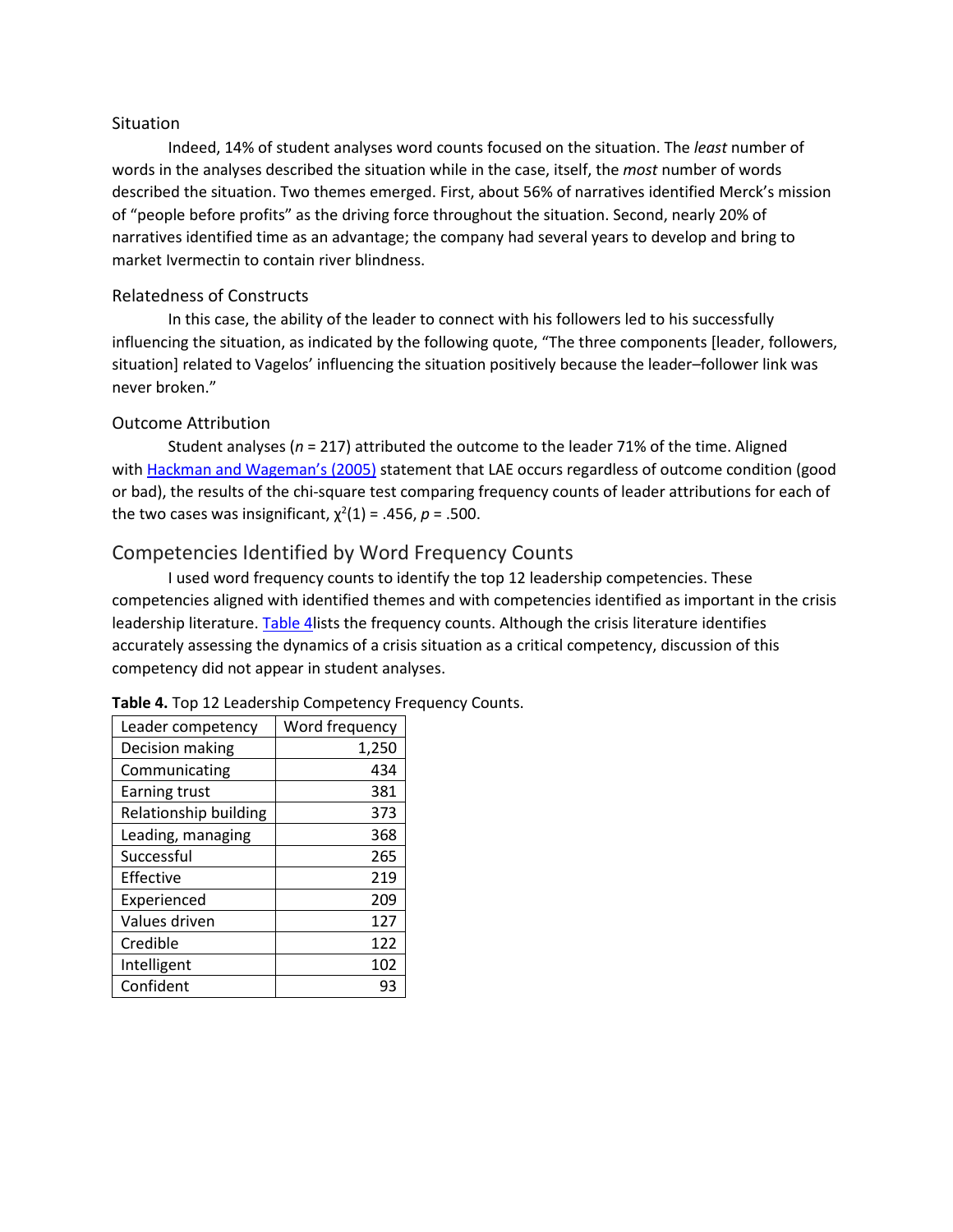### Situation

Indeed, 14% of student analyses word counts focused on the situation. The *least* number of words in the analyses described the situation while in the case, itself, the *most* number of words described the situation. Two themes emerged. First, about 56% of narratives identified Merck's mission of "people before profits" as the driving force throughout the situation. Second, nearly 20% of narratives identified time as an advantage; the company had several years to develop and bring to market Ivermectin to contain river blindness.

### Relatedness of Constructs

In this case, the ability of the leader to connect with his followers led to his successfully influencing the situation, as indicated by the following quote, "The three components [leader, followers, situation] related to Vagelos' influencing the situation positively because the leader–follower link was never broken."

### Outcome Attribution

Student analyses ($n$ = 217) attributed the outcome to the leader 71% of the time. Aligned with Hackman and Wageman's (2005) statement that LAE occurs regardless of outcome condition (good or bad), the results of the chi-square test comparing frequency counts of leader attributions for each of the two cases was insignificant, $\chi^2(1) = .456$, $p = .500$.

## Competencies Identified by Word Frequency Counts

I used word frequency counts to identify the top 12 leadership competencies. These competencies aligned with identified themes and with competencies identified as important in the crisis leadership literature. Table 4lists the frequency counts. Although the crisis literature identifies accurately assessing the dynamics of a crisis situation as a critical competency, discussion of this competency did not appear in student analyses.

**Table 4.** Top 12 Leadership Competency Frequency Counts.

| Leader competency | Word frequency |
|---|---|
| Decision making | 1,250 |
| Communicating | 434 |
| Earning trust | 381 |
| Relationship building | 373 |
| Leading, managing | 368 |
| Successful | 265 |
| Effective | 219 |
| Experienced | 209 |
| Values driven | 127 |
| Credible | 122 |
| Intelligent | 102 |
| Confident | 93 |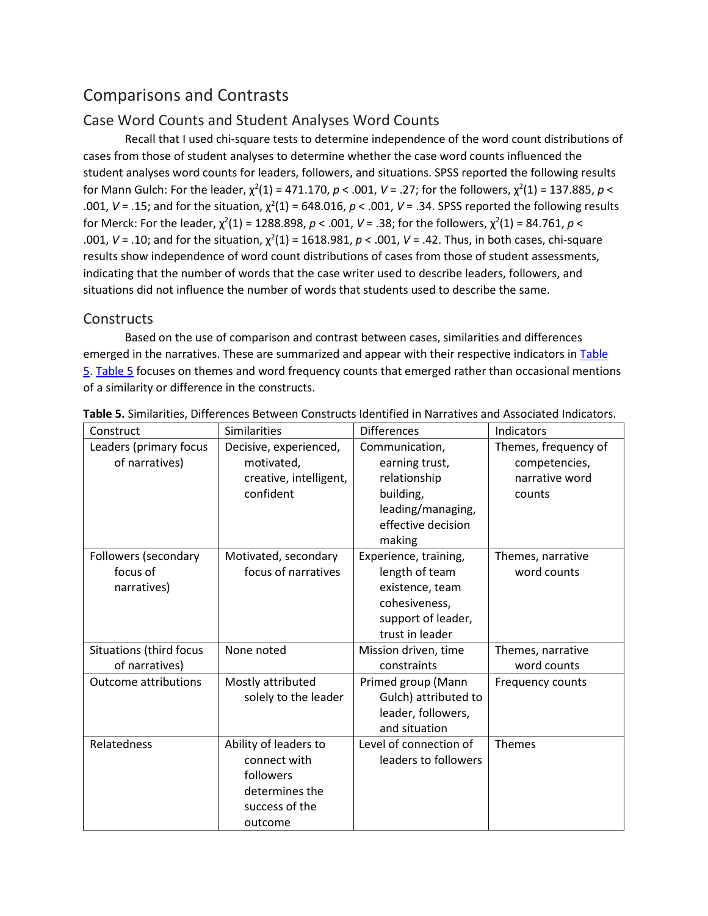## Comparisons and Contrasts

### Case Word Counts and Student Analyses Word Counts

Recall that I used chi-square tests to determine independence of the word count distributions of cases from those of student analyses to determine whether the case word counts influenced the student analyses word counts for leaders, followers, and situations. SPSS reported the following results for Mann Gulch: For the leader, $\chi^2(1) = 471.170$, $p < .001$, $V = .27$; for the followers, $\chi^2(1) = 137.885$, $p < .001$, $V = .15$; and for the situation, $\chi^2(1) = 648.016$, $p < .001$, $V = .34$. SPSS reported the following results for Merck: For the leader, $\chi^2(1) = 1288.898$, $p < .001$, $V = .38$; for the followers, $\chi^2(1) = 84.761$, $p < .001$, $V = .10$; and for the situation, $\chi^2(1) = 1618.981$, $p < .001$, $V = .42$. Thus, in both cases, chi-square results show independence of word count distributions of cases from those of student assessments, indicating that the number of words that the case writer used to describe leaders, followers, and situations did not influence the number of words that students used to describe the same.

### Constructs

Based on the use of comparison and contrast between cases, similarities and differences emerged in the narratives. These are summarized and appear with their respective indicators in Table 5. Table 5 focuses on themes and word frequency counts that emerged rather than occasional mentions of a similarity or difference in the constructs.

**Table 5.** Similarities, Differences Between Constructs Identified in Narratives and Associated Indicators.

| Construct | Similarities | Differences | Indicators |
|---|---|---|---|
| Leaders (primary focus of narratives) | Decisive, experienced, motivated, creative, intelligent, confident | Communication, earning trust, relationship building, leading/managing, effective decision making | Themes, frequency of competencies, narrative word counts |
| Followers (secondary focus of narratives) | Motivated, secondary focus of narratives | Experience, training, length of team existence, team cohesiveness, support of leader, trust in leader | Themes, narrative word counts |
| Situations (third focus of narratives) | None noted | Mission driven, time constraints | Themes, narrative word counts |
| Outcome attributions | Mostly attributed solely to the leader | Primed group (Mann Gulch) attributed to leader, followers, and situation | Frequency counts |
| Relatedness | Ability of leaders to connect with followers determines the success of the outcome | Level of connection of leaders to followers | Themes |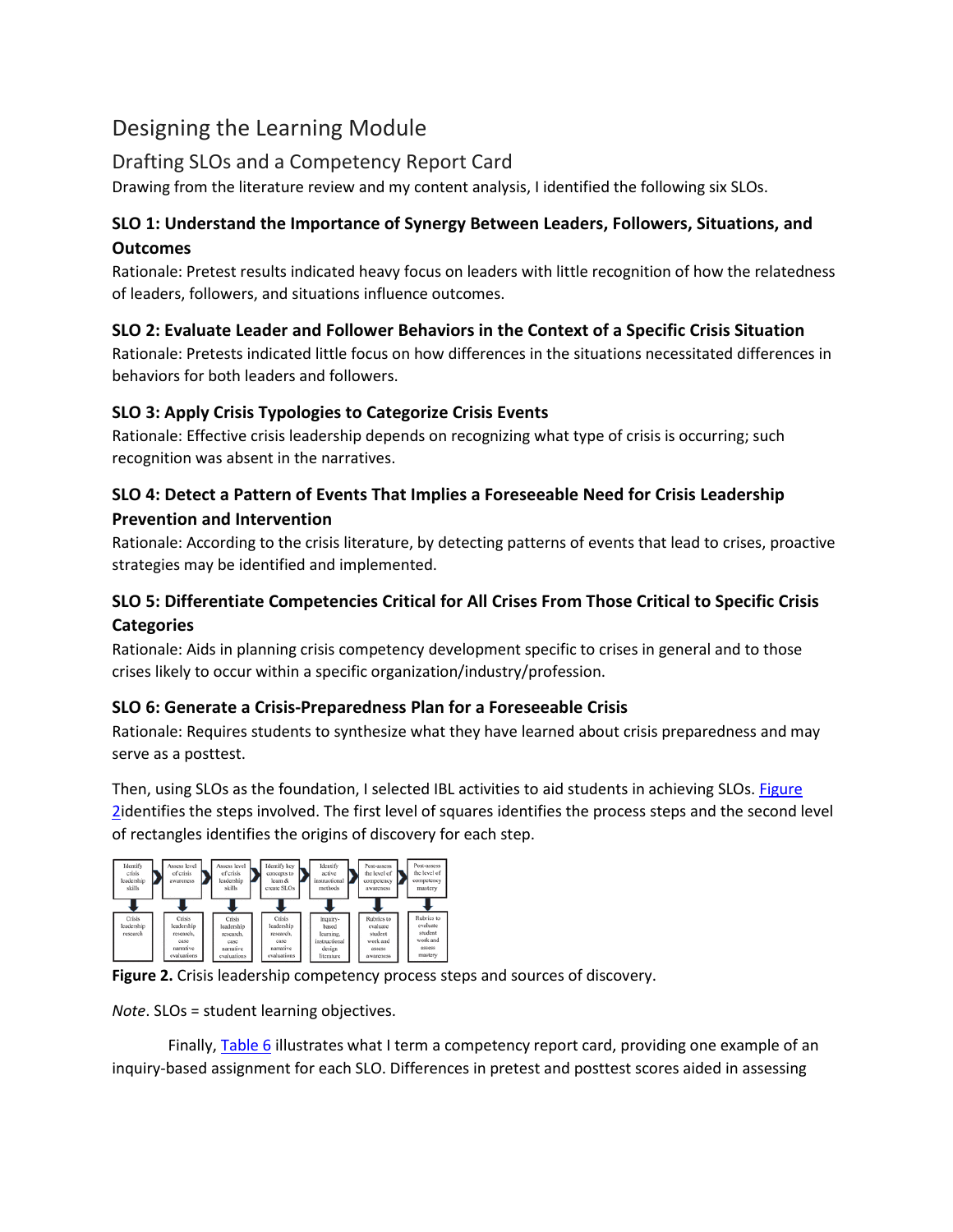## Designing the Learning Module

### Drafting SLOs and a Competency Report Card

Drawing from the literature review and my content analysis, I identified the following six SLOs.

#### SLO 1: Understand the Importance of Synergy Between Leaders, Followers, Situations, and Outcomes

Rationale: Pretest results indicated heavy focus on leaders with little recognition of how the relatedness of leaders, followers, and situations influence outcomes.

#### SLO 2: Evaluate Leader and Follower Behaviors in the Context of a Specific Crisis Situation

Rationale: Pretests indicated little focus on how differences in the situations necessitated differences in behaviors for both leaders and followers.

#### SLO 3: Apply Crisis Typologies to Categorize Crisis Events

Rationale: Effective crisis leadership depends on recognizing what type of crisis is occurring; such recognition was absent in the narratives.

#### SLO 4: Detect a Pattern of Events That Implies a Foreseeable Need for Crisis Leadership Prevention and Intervention

Rationale: According to the crisis literature, by detecting patterns of events that lead to crises, proactive strategies may be identified and implemented.

#### SLO 5: Differentiate Competencies Critical for All Crises From Those Critical to Specific Crisis Categories

Rationale: Aids in planning crisis competency development specific to crises in general and to those crises likely to occur within a specific organization/industry/profession.

#### SLO 6: Generate a Crisis-Preparedness Plan for a Foreseeable Crisis

Rationale: Requires students to synthesize what they have learned about crisis preparedness and may serve as a posttest.

Then, using SLOs as the foundation, I selected IBL activities to aid students in achieving SLOs. Figure 2identifies the steps involved. The first level of squares identifies the process steps and the second level of rectangles identifies the origins of discovery for each step.

**Figure 2.** Crisis leadership competency process steps and sources of discovery.

*Note*. SLOs = student learning objectives.

Finally, Table 6 illustrates what I term a competency report card, providing one example of an inquiry-based assignment for each SLO. Differences in pretest and posttest scores aided in assessing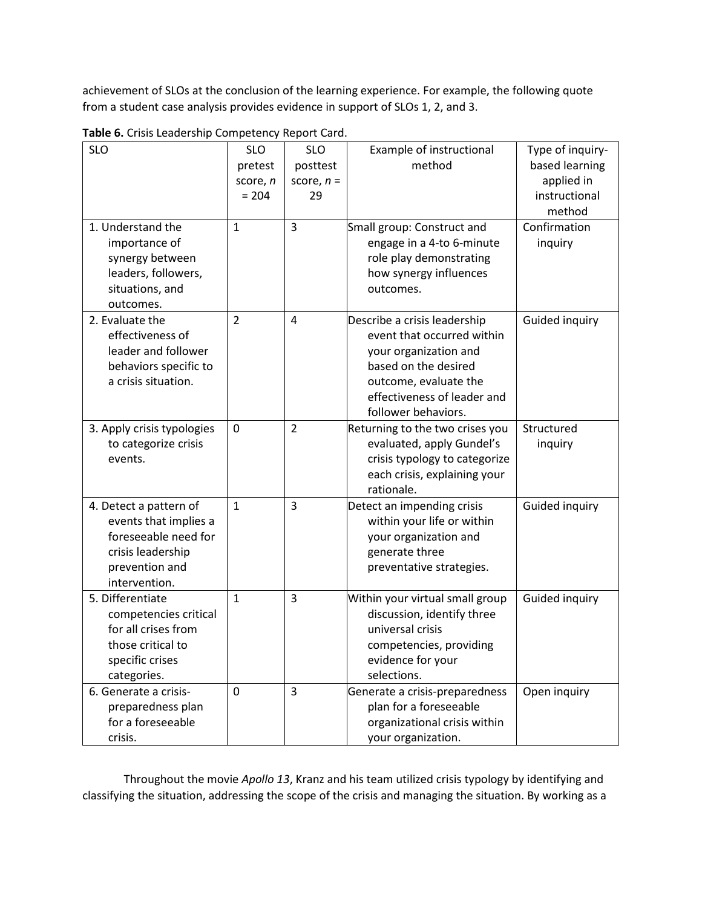achievement of SLOs at the conclusion of the learning experience. For example, the following quote from a student case analysis provides evidence in support of SLOs 1, 2, and 3.

**Table 6.** Crisis Leadership Competency Report Card.

| SLO | SLO pretest score, *n* = 204 | SLO posttest score, *n* = 29 | Example of instructional method | Type of inquiry-based learning applied in instructional method |
|---|---|---|---|---|
| 1. Understand the importance of synergy between leaders, followers, situations, and outcomes. | 1 | 3 | Small group: Construct and engage in a 4-to 6-minute role play demonstrating how synergy influences outcomes. | Confirmation inquiry |
| 2. Evaluate the effectiveness of leader and follower behaviors specific to a crisis situation. | 2 | 4 | Describe a crisis leadership event that occurred within your organization and based on the desired outcome, evaluate the effectiveness of leader and follower behaviors. | Guided inquiry |
| 3. Apply crisis typologies to categorize crisis events. | 0 | 2 | Returning to the two crises you evaluated, apply Gundel's crisis typology to categorize each crisis, explaining your rationale. | Structured inquiry |
| 4. Detect a pattern of events that implies a foreseeable need for crisis leadership prevention and intervention. | 1 | 3 | Detect an impending crisis within your life or within your organization and generate three preventative strategies. | Guided inquiry |
| 5. Differentiate competencies critical for all crises from those critical to specific crises categories. | 1 | 3 | Within your virtual small group discussion, identify three universal crisis competencies, providing evidence for your selections. | Guided inquiry |
| 6. Generate a crisis-preparedness plan for a foreseeable crisis. | 0 | 3 | Generate a crisis-preparedness plan for a foreseeable organizational crisis within your organization. | Open inquiry |

Throughout the movie *Apollo 13*, Kranz and his team utilized crisis typology by identifying and classifying the situation, addressing the scope of the crisis and managing the situation. By working as a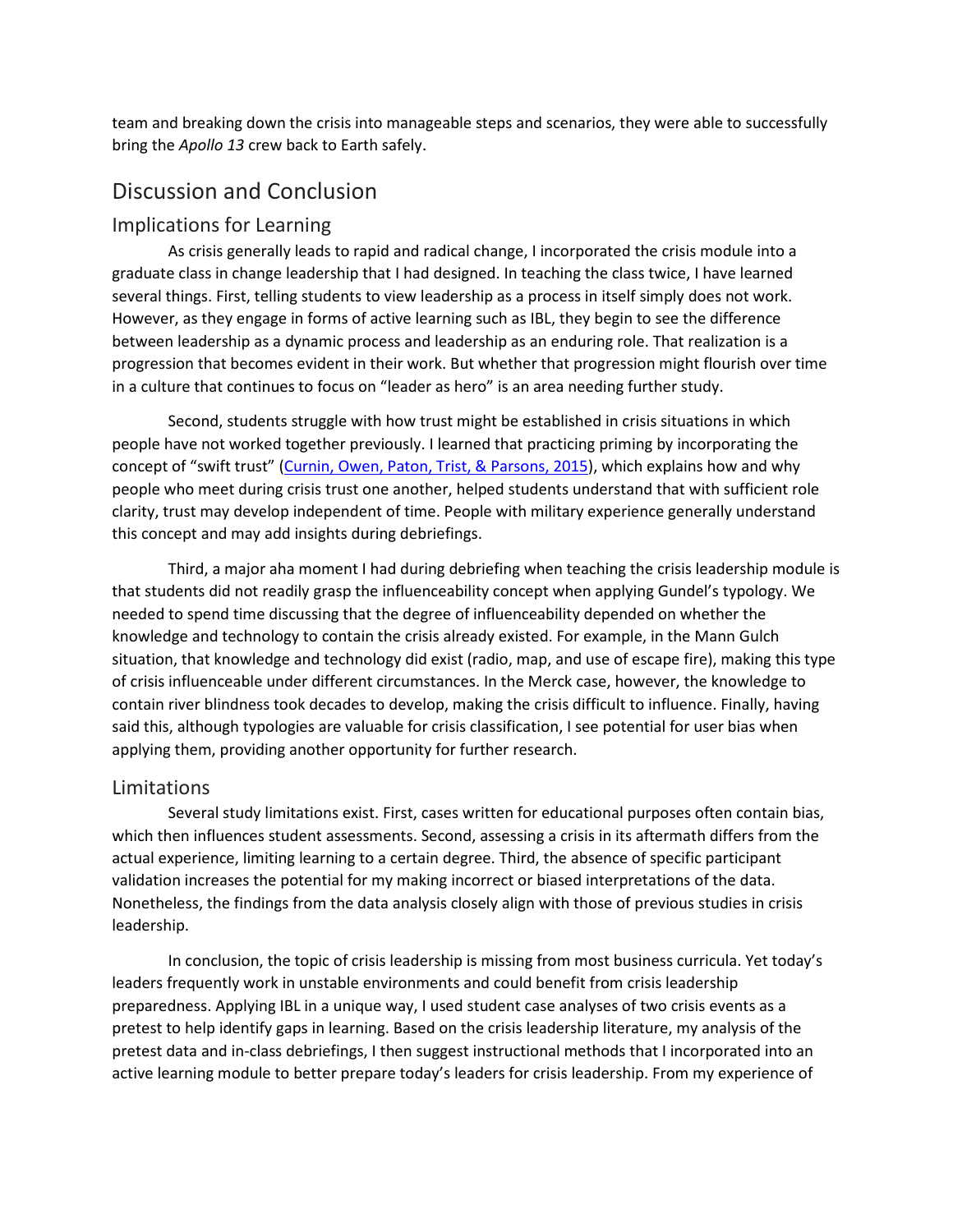team and breaking down the crisis into manageable steps and scenarios, they were able to successfully bring the *Apollo 13* crew back to Earth safely.

## Discussion and Conclusion

### Implications for Learning

As crisis generally leads to rapid and radical change, I incorporated the crisis module into a graduate class in change leadership that I had designed. In teaching the class twice, I have learned several things. First, telling students to view leadership as a process in itself simply does not work. However, as they engage in forms of active learning such as IBL, they begin to see the difference between leadership as a dynamic process and leadership as an enduring role. That realization is a progression that becomes evident in their work. But whether that progression might flourish over time in a culture that continues to focus on "leader as hero" is an area needing further study.

Second, students struggle with how trust might be established in crisis situations in which people have not worked together previously. I learned that practicing priming by incorporating the concept of "swift trust" (Curnin, Owen, Paton, Trist, & Parsons, 2015), which explains how and why people who meet during crisis trust one another, helped students understand that with sufficient role clarity, trust may develop independent of time. People with military experience generally understand this concept and may add insights during debriefings.

Third, a major aha moment I had during debriefing when teaching the crisis leadership module is that students did not readily grasp the influenceability concept when applying Gundel's typology. We needed to spend time discussing that the degree of influenceability depended on whether the knowledge and technology to contain the crisis already existed. For example, in the Mann Gulch situation, that knowledge and technology did exist (radio, map, and use of escape fire), making this type of crisis influenceable under different circumstances. In the Merck case, however, the knowledge to contain river blindness took decades to develop, making the crisis difficult to influence. Finally, having said this, although typologies are valuable for crisis classification, I see potential for user bias when applying them, providing another opportunity for further research.

### Limitations

Several study limitations exist. First, cases written for educational purposes often contain bias, which then influences student assessments. Second, assessing a crisis in its aftermath differs from the actual experience, limiting learning to a certain degree. Third, the absence of specific participant validation increases the potential for my making incorrect or biased interpretations of the data. Nonetheless, the findings from the data analysis closely align with those of previous studies in crisis leadership.

In conclusion, the topic of crisis leadership is missing from most business curricula. Yet today's leaders frequently work in unstable environments and could benefit from crisis leadership preparedness. Applying IBL in a unique way, I used student case analyses of two crisis events as a pretest to help identify gaps in learning. Based on the crisis leadership literature, my analysis of the pretest data and in-class debriefings, I then suggest instructional methods that I incorporated into an active learning module to better prepare today's leaders for crisis leadership. From my experience of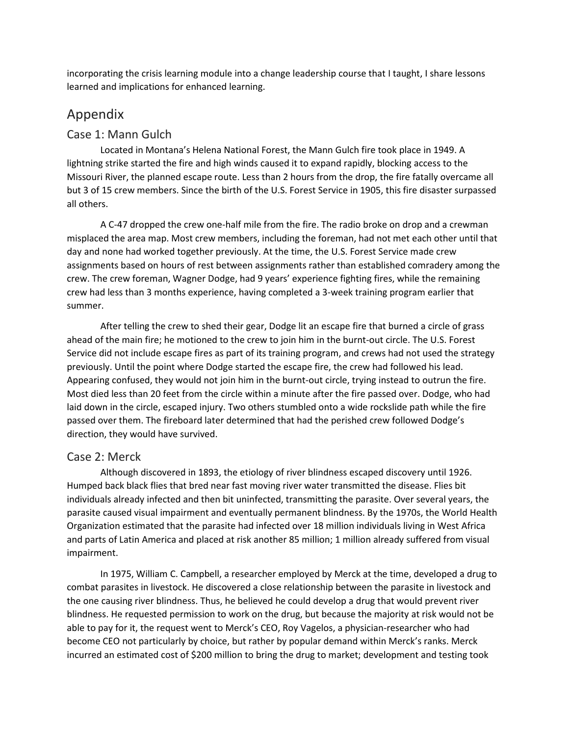incorporating the crisis learning module into a change leadership course that I taught, I share lessons learned and implications for enhanced learning.

## Appendix

### Case 1: Mann Gulch

Located in Montana's Helena National Forest, the Mann Gulch fire took place in 1949. A lightning strike started the fire and high winds caused it to expand rapidly, blocking access to the Missouri River, the planned escape route. Less than 2 hours from the drop, the fire fatally overcame all but 3 of 15 crew members. Since the birth of the U.S. Forest Service in 1905, this fire disaster surpassed all others.

A C-47 dropped the crew one-half mile from the fire. The radio broke on drop and a crewman misplaced the area map. Most crew members, including the foreman, had not met each other until that day and none had worked together previously. At the time, the U.S. Forest Service made crew assignments based on hours of rest between assignments rather than established comradery among the crew. The crew foreman, Wagner Dodge, had 9 years' experience fighting fires, while the remaining crew had less than 3 months experience, having completed a 3-week training program earlier that summer.

After telling the crew to shed their gear, Dodge lit an escape fire that burned a circle of grass ahead of the main fire; he motioned to the crew to join him in the burnt-out circle. The U.S. Forest Service did not include escape fires as part of its training program, and crews had not used the strategy previously. Until the point where Dodge started the escape fire, the crew had followed his lead. Appearing confused, they would not join him in the burnt-out circle, trying instead to outrun the fire. Most died less than 20 feet from the circle within a minute after the fire passed over. Dodge, who had laid down in the circle, escaped injury. Two others stumbled onto a wide rockslide path while the fire passed over them. The fireboard later determined that had the perished crew followed Dodge's direction, they would have survived.

### Case 2: Merck

Although discovered in 1893, the etiology of river blindness escaped discovery until 1926. Humped back black flies that bred near fast moving river water transmitted the disease. Flies bit individuals already infected and then bit uninfected, transmitting the parasite. Over several years, the parasite caused visual impairment and eventually permanent blindness. By the 1970s, the World Health Organization estimated that the parasite had infected over 18 million individuals living in West Africa and parts of Latin America and placed at risk another 85 million; 1 million already suffered from visual impairment.

In 1975, William C. Campbell, a researcher employed by Merck at the time, developed a drug to combat parasites in livestock. He discovered a close relationship between the parasite in livestock and the one causing river blindness. Thus, he believed he could develop a drug that would prevent river blindness. He requested permission to work on the drug, but because the majority at risk would not be able to pay for it, the request went to Merck's CEO, Roy Vagelos, a physician-researcher who had become CEO not particularly by choice, but rather by popular demand within Merck's ranks. Merck incurred an estimated cost of $200 million to bring the drug to market; development and testing took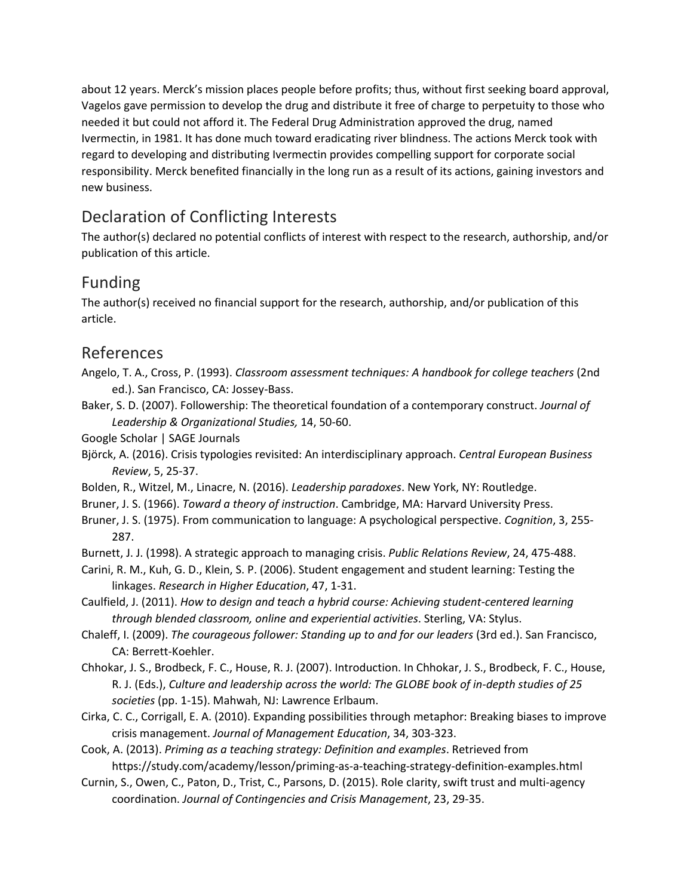about 12 years. Merck's mission places people before profits; thus, without first seeking board approval, Vagelos gave permission to develop the drug and distribute it free of charge to perpetuity to those who needed it but could not afford it. The Federal Drug Administration approved the drug, named Ivermectin, in 1981. It has done much toward eradicating river blindness. The actions Merck took with regard to developing and distributing Ivermectin provides compelling support for corporate social responsibility. Merck benefited financially in the long run as a result of its actions, gaining investors and new business.

## Declaration of Conflicting Interests

The author(s) declared no potential conflicts of interest with respect to the research, authorship, and/or publication of this article.

## Funding

The author(s) received no financial support for the research, authorship, and/or publication of this article.

## References

Angelo, T. A., Cross, P. (1993). *Classroom assessment techniques: A handbook for college teachers* (2nd ed.). San Francisco, CA: Jossey-Bass.

Baker, S. D. (2007). Followership: The theoretical foundation of a contemporary construct. *Journal of Leadership & Organizational Studies,* 14, 50-60.

Google Scholar | SAGE Journals

Björck, A. (2016). Crisis typologies revisited: An interdisciplinary approach. *Central European Business Review*, 5, 25-37.

Bolden, R., Witzel, M., Linacre, N. (2016). *Leadership paradoxes*. New York, NY: Routledge.

Bruner, J. S. (1966). *Toward a theory of instruction*. Cambridge, MA: Harvard University Press.

Bruner, J. S. (1975). From communication to language: A psychological perspective. *Cognition*, 3, 255-287.

Burnett, J. J. (1998). A strategic approach to managing crisis. *Public Relations Review*, 24, 475-488.

Carini, R. M., Kuh, G. D., Klein, S. P. (2006). Student engagement and student learning: Testing the linkages. *Research in Higher Education*, 47, 1-31.

Caulfield, J. (2011). *How to design and teach a hybrid course: Achieving student-centered learning through blended classroom, online and experiential activities*. Sterling, VA: Stylus.

Chaleff, I. (2009). *The courageous follower: Standing up to and for our leaders* (3rd ed.). San Francisco, CA: Berrett-Koehler.

Chhokar, J. S., Brodbeck, F. C., House, R. J. (2007). Introduction. In Chhokar, J. S., Brodbeck, F. C., House, R. J. (Eds.), *Culture and leadership across the world: The GLOBE book of in-depth studies of 25 societies* (pp. 1-15). Mahwah, NJ: Lawrence Erlbaum.

Cirka, C. C., Corrigall, E. A. (2010). Expanding possibilities through metaphor: Breaking biases to improve crisis management. *Journal of Management Education*, 34, 303-323.

Cook, A. (2013). *Priming as a teaching strategy: Definition and examples*. Retrieved from https://study.com/academy/lesson/priming-as-a-teaching-strategy-definition-examples.html

Curnin, S., Owen, C., Paton, D., Trist, C., Parsons, D. (2015). Role clarity, swift trust and multi-agency coordination. *Journal of Contingencies and Crisis Management*, 23, 29-35.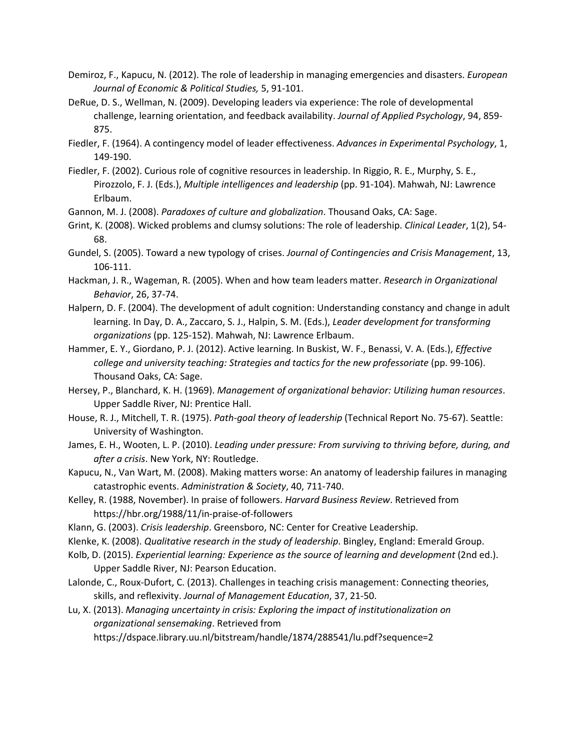Demiroz, F., Kapucu, N. (2012). The role of leadership in managing emergencies and disasters. *European Journal of Economic & Political Studies,* 5, 91-101.

DeRue, D. S., Wellman, N. (2009). Developing leaders via experience: The role of developmental challenge, learning orientation, and feedback availability. *Journal of Applied Psychology*, 94, 859-875.

Fiedler, F. (1964). A contingency model of leader effectiveness. *Advances in Experimental Psychology*, 1, 149-190.

Fiedler, F. (2002). Curious role of cognitive resources in leadership. In Riggio, R. E., Murphy, S. E., Pirozzolo, F. J. (Eds.), *Multiple intelligences and leadership* (pp. 91-104). Mahwah, NJ: Lawrence Erlbaum.

Gannon, M. J. (2008). *Paradoxes of culture and globalization*. Thousand Oaks, CA: Sage.

Grint, K. (2008). Wicked problems and clumsy solutions: The role of leadership. *Clinical Leader*, 1(2), 54-68.

Gundel, S. (2005). Toward a new typology of crises. *Journal of Contingencies and Crisis Management*, 13, 106-111.

Hackman, J. R., Wageman, R. (2005). When and how team leaders matter. *Research in Organizational Behavior*, 26, 37-74.

Halpern, D. F. (2004). The development of adult cognition: Understanding constancy and change in adult learning. In Day, D. A., Zaccaro, S. J., Halpin, S. M. (Eds.), *Leader development for transforming organizations* (pp. 125-152). Mahwah, NJ: Lawrence Erlbaum.

Hammer, E. Y., Giordano, P. J. (2012). Active learning. In Buskist, W. F., Benassi, V. A. (Eds.), *Effective college and university teaching: Strategies and tactics for the new professoriate* (pp. 99-106). Thousand Oaks, CA: Sage.

Hersey, P., Blanchard, K. H. (1969). *Management of organizational behavior: Utilizing human resources*. Upper Saddle River, NJ: Prentice Hall.

House, R. J., Mitchell, T. R. (1975). *Path-goal theory of leadership* (Technical Report No. 75-67). Seattle: University of Washington.

James, E. H., Wooten, L. P. (2010). *Leading under pressure: From surviving to thriving before, during, and after a crisis*. New York, NY: Routledge.

Kapucu, N., Van Wart, M. (2008). Making matters worse: An anatomy of leadership failures in managing catastrophic events. *Administration & Society*, 40, 711-740.

Kelley, R. (1988, November). In praise of followers. *Harvard Business Review*. Retrieved from https://hbr.org/1988/11/in-praise-of-followers

Klann, G. (2003). *Crisis leadership*. Greensboro, NC: Center for Creative Leadership.

Klenke, K. (2008). *Qualitative research in the study of leadership*. Bingley, England: Emerald Group.

Kolb, D. (2015). *Experiential learning: Experience as the source of learning and development* (2nd ed.). Upper Saddle River, NJ: Pearson Education.

Lalonde, C., Roux-Dufort, C. (2013). Challenges in teaching crisis management: Connecting theories, skills, and reflexivity. *Journal of Management Education*, 37, 21-50.

Lu, X. (2013). *Managing uncertainty in crisis: Exploring the impact of institutionalization on organizational sensemaking*. Retrieved from https://dspace.library.uu.nl/bitstream/handle/1874/288541/lu.pdf?sequence=2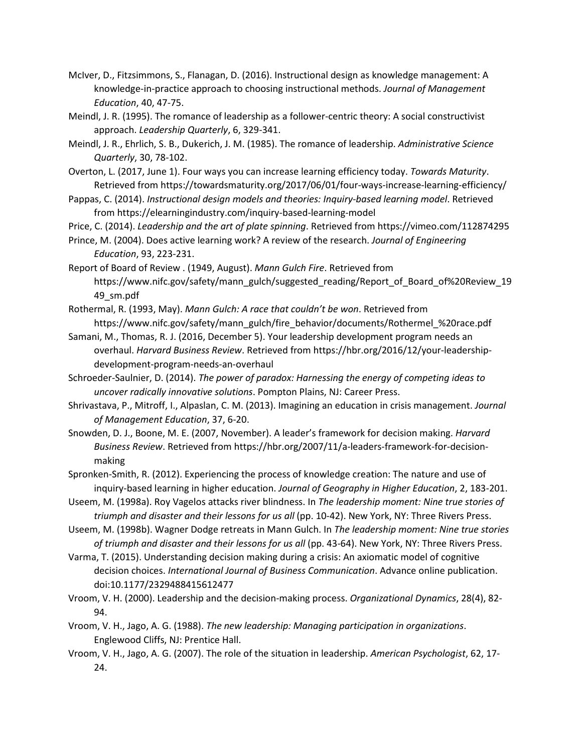McIver, D., Fitzsimmons, S., Flanagan, D. (2016). Instructional design as knowledge management: A knowledge-in-practice approach to choosing instructional methods. *Journal of Management Education*, 40, 47-75.

Meindl, J. R. (1995). The romance of leadership as a follower-centric theory: A social constructivist approach. *Leadership Quarterly*, 6, 329-341.

Meindl, J. R., Ehrlich, S. B., Dukerich, J. M. (1985). The romance of leadership. *Administrative Science Quarterly*, 30, 78-102.

Overton, L. (2017, June 1). Four ways you can increase learning efficiency today. *Towards Maturity*. Retrieved from https://towardsmaturity.org/2017/06/01/four-ways-increase-learning-efficiency/

Pappas, C. (2014). *Instructional design models and theories: Inquiry-based learning model*. Retrieved from https://elearningindustry.com/inquiry-based-learning-model

Price, C. (2014). *Leadership and the art of plate spinning*. Retrieved from https://vimeo.com/112874295

Prince, M. (2004). Does active learning work? A review of the research. *Journal of Engineering Education*, 93, 223-231.

Report of Board of Review . (1949, August). *Mann Gulch Fire*. Retrieved from https://www.nifc.gov/safety/mann_gulch/suggested_reading/Report_of_Board_of%20Review_1949_sm.pdf

Rothermal, R. (1993, May). *Mann Gulch: A race that couldn't be won*. Retrieved from https://www.nifc.gov/safety/mann_gulch/fire_behavior/documents/Rothermel_%20race.pdf

Samani, M., Thomas, R. J. (2016, December 5). Your leadership development program needs an overhaul. *Harvard Business Review*. Retrieved from https://hbr.org/2016/12/your-leadership-development-program-needs-an-overhaul

Schroeder-Saulnier, D. (2014). *The power of paradox: Harnessing the energy of competing ideas to uncover radically innovative solutions*. Pompton Plains, NJ: Career Press.

Shrivastava, P., Mitroff, I., Alpaslan, C. M. (2013). Imagining an education in crisis management. *Journal of Management Education*, 37, 6-20.

Snowden, D. J., Boone, M. E. (2007, November). A leader's framework for decision making. *Harvard Business Review*. Retrieved from https://hbr.org/2007/11/a-leaders-framework-for-decision-making

Spronken-Smith, R. (2012). Experiencing the process of knowledge creation: The nature and use of inquiry-based learning in higher education. *Journal of Geography in Higher Education*, 2, 183-201.

Useem, M. (1998a). Roy Vagelos attacks river blindness. In *The leadership moment: Nine true stories of triumph and disaster and their lessons for us all* (pp. 10-42). New York, NY: Three Rivers Press.

Useem, M. (1998b). Wagner Dodge retreats in Mann Gulch. In *The leadership moment: Nine true stories of triumph and disaster and their lessons for us all* (pp. 43-64). New York, NY: Three Rivers Press.

Varma, T. (2015). Understanding decision making during a crisis: An axiomatic model of cognitive decision choices. *International Journal of Business Communication*. Advance online publication. doi:10.1177/2329488415612477

Vroom, V. H. (2000). Leadership and the decision-making process. *Organizational Dynamics*, 28(4), 82-94.

Vroom, V. H., Jago, A. G. (1988). *The new leadership: Managing participation in organizations*. Englewood Cliffs, NJ: Prentice Hall.

Vroom, V. H., Jago, A. G. (2007). The role of the situation in leadership. *American Psychologist*, 62, 17-24.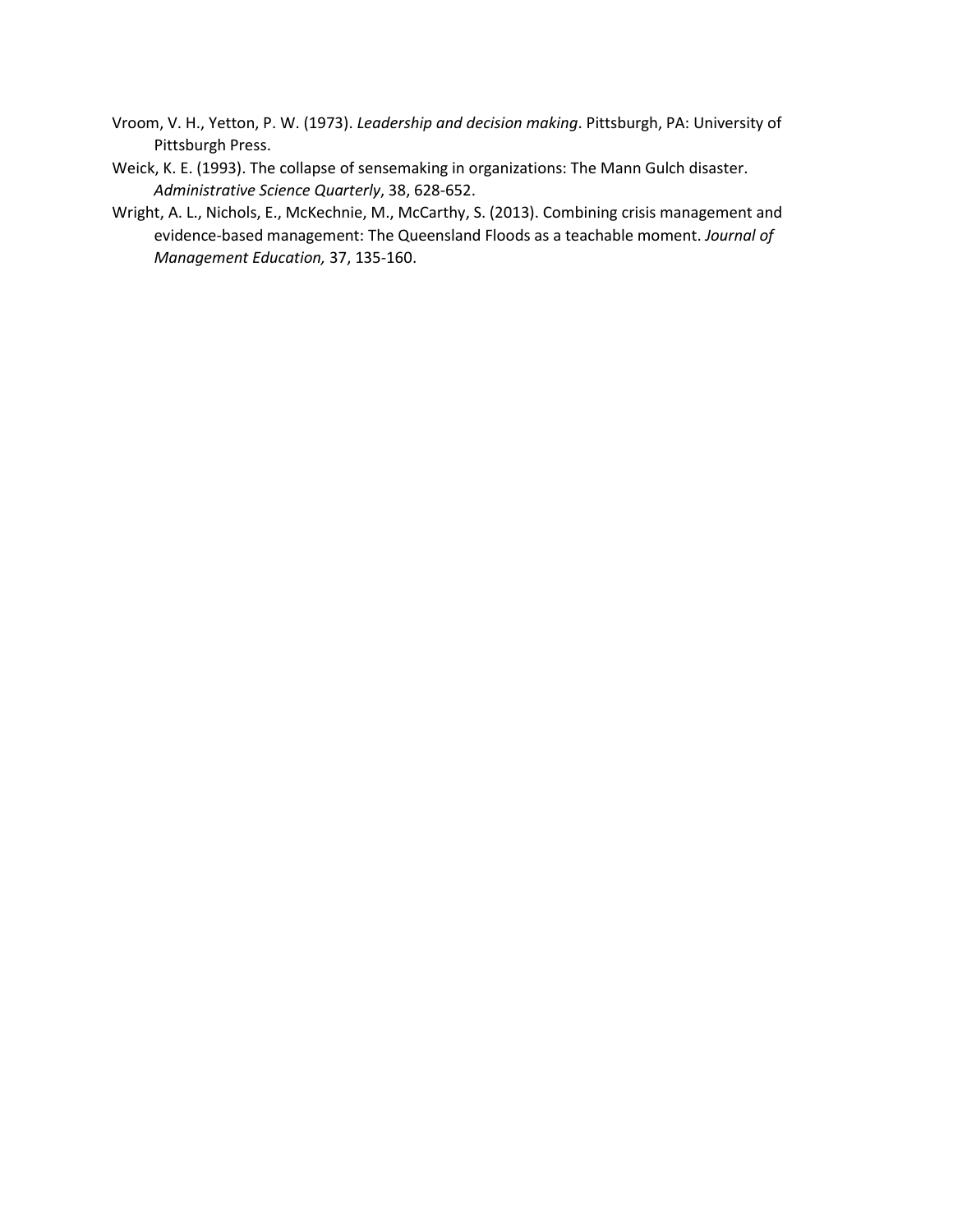Vroom, V. H., Yetton, P. W. (1973). *Leadership and decision making*. Pittsburgh, PA: University of Pittsburgh Press.

Weick, K. E. (1993). The collapse of sensemaking in organizations: The Mann Gulch disaster. *Administrative Science Quarterly*, 38, 628-652.

Wright, A. L., Nichols, E., McKechnie, M., McCarthy, S. (2013). Combining crisis management and evidence-based management: The Queensland Floods as a teachable moment. *Journal of Management Education,* 37, 135-160.